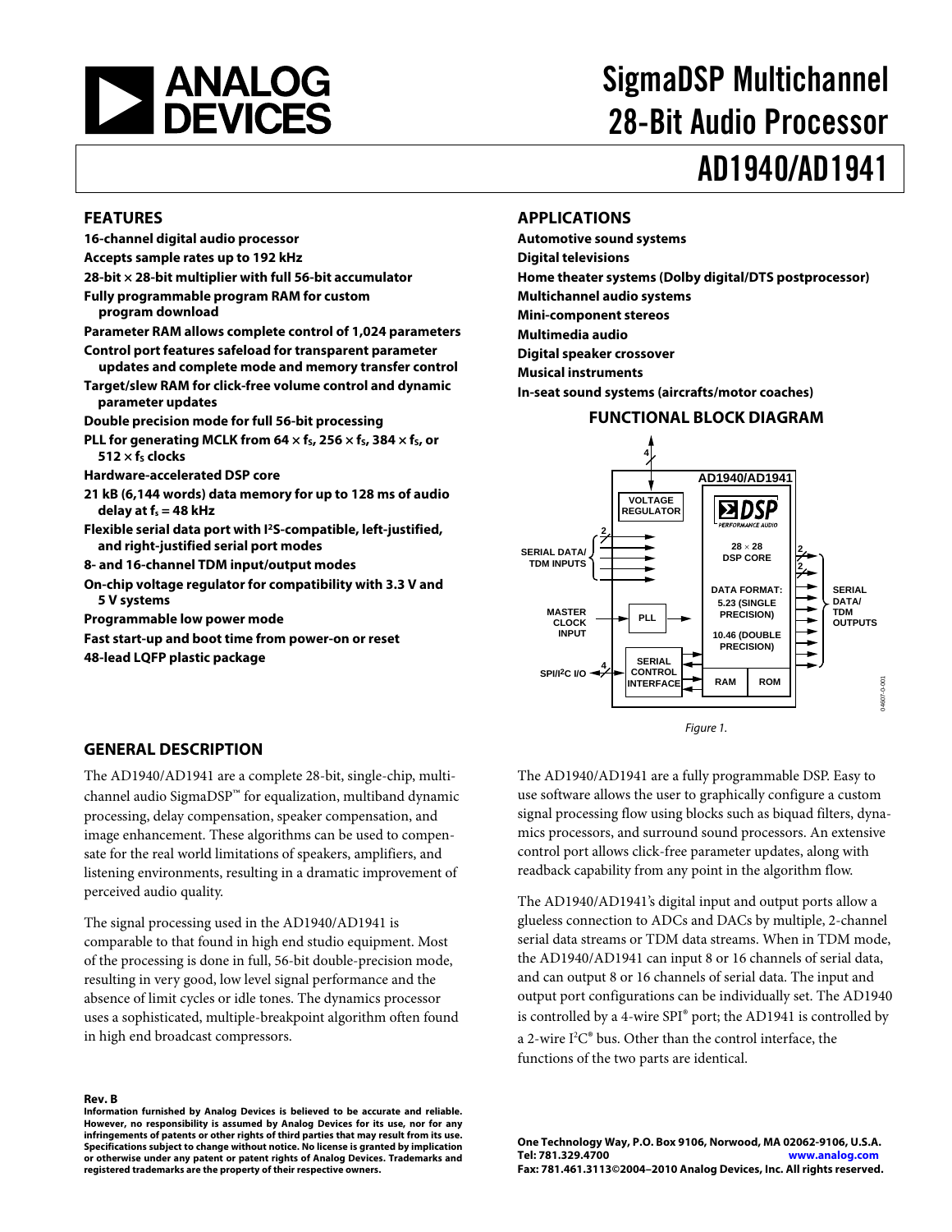# SigmaDSP Multichannel 28-Bit Audio Processor

# AD1940/AD1941

## FEATURES

**16-channel digital audio processor**
**Accepts sample rates up to 192 kHz**
**28-bit × 28-bit multiplier with full 56-bit accumulator**
**Fully programmable program RAM for custom program download**
**Parameter RAM allows complete control of 1,024 parameters**
**Control port features safeload for transparent parameter updates and complete mode and memory transfer control**
**Target/slew RAM for click-free volume control and dynamic parameter updates**
**Double precision mode for full 56-bit processing**
**PLL for generating MCLK from 64 × $f_S$, 256 × $f_S$, 384 × $f_S$, or 512 × $f_S$ clocks**
**Hardware-accelerated DSP core**
**21 kB (6,144 words) data memory for up to 128 ms of audio delay at $f_s$ = 48 kHz**
**Flexible serial data port with I²S-compatible, left-justified, and right-justified serial port modes**
**8- and 16-channel TDM input/output modes**
**On-chip voltage regulator for compatibility with 3.3 V and 5 V systems**
**Programmable low power mode**
**Fast start-up and boot time from power-on or reset**
**48-lead LQFP plastic package**

## APPLICATIONS

**Automotive sound systems**
**Digital televisions**
**Home theater systems (Dolby digital/DTS postprocessor)**
**Multichannel audio systems**
**Mini-component stereos**
**Multimedia audio**
**Digital speaker crossover**
**Musical instruments**
**In-seat sound systems (aircrafts/motor coaches)**

## FUNCTIONAL BLOCK DIAGRAM

Figure 1.

## GENERAL DESCRIPTION

The AD1940/AD1941 are a complete 28-bit, single-chip, multichannel audio SigmaDSP™ for equalization, multiband dynamic processing, delay compensation, speaker compensation, and image enhancement. These algorithms can be used to compensate for the real world limitations of speakers, amplifiers, and listening environments, resulting in a dramatic improvement of perceived audio quality.

The signal processing used in the AD1940/AD1941 is comparable to that found in high end studio equipment. Most of the processing is done in full, 56-bit double-precision mode, resulting in very good, low level signal performance and the absence of limit cycles or idle tones. The dynamics processor uses a sophisticated, multiple-breakpoint algorithm often found in high end broadcast compressors.

The AD1940/AD1941 are a fully programmable DSP. Easy to use software allows the user to graphically configure a custom signal processing flow using blocks such as biquad filters, dynamics processors, and surround sound processors. An extensive control port allows click-free parameter updates, along with readback capability from any point in the algorithm flow.

The AD1940/AD1941's digital input and output ports allow a glueless connection to ADCs and DACs by multiple, 2-channel serial data streams or TDM data streams. When in TDM mode, the AD1940/AD1941 can input 8 or 16 channels of serial data, and can output 8 or 16 channels of serial data. The input and output port configurations can be individually set. The AD1940 is controlled by a 4-wire SPI® port; the AD1941 is controlled by a 2-wire I²C® bus. Other than the control interface, the functions of the two parts are identical.

**Rev. B**

**Information furnished by Analog Devices is believed to be accurate and reliable. However, no responsibility is assumed by Analog Devices for its use, nor for any infringements of patents or other rights of third parties that may result from its use. Specifications subject to change without notice. No license is granted by implication or otherwise under any patent or patent rights of Analog Devices. Trademarks and registered trademarks are the property of their respective owners.**

**One Technology Way, P.O. Box 9106, Norwood, MA 02062-9106, U.S.A.**
**Tel: 781.329.4700 www.analog.com**
**Fax: 781.461.3113 ©2004–2010 Analog Devices, Inc. All rights reserved.**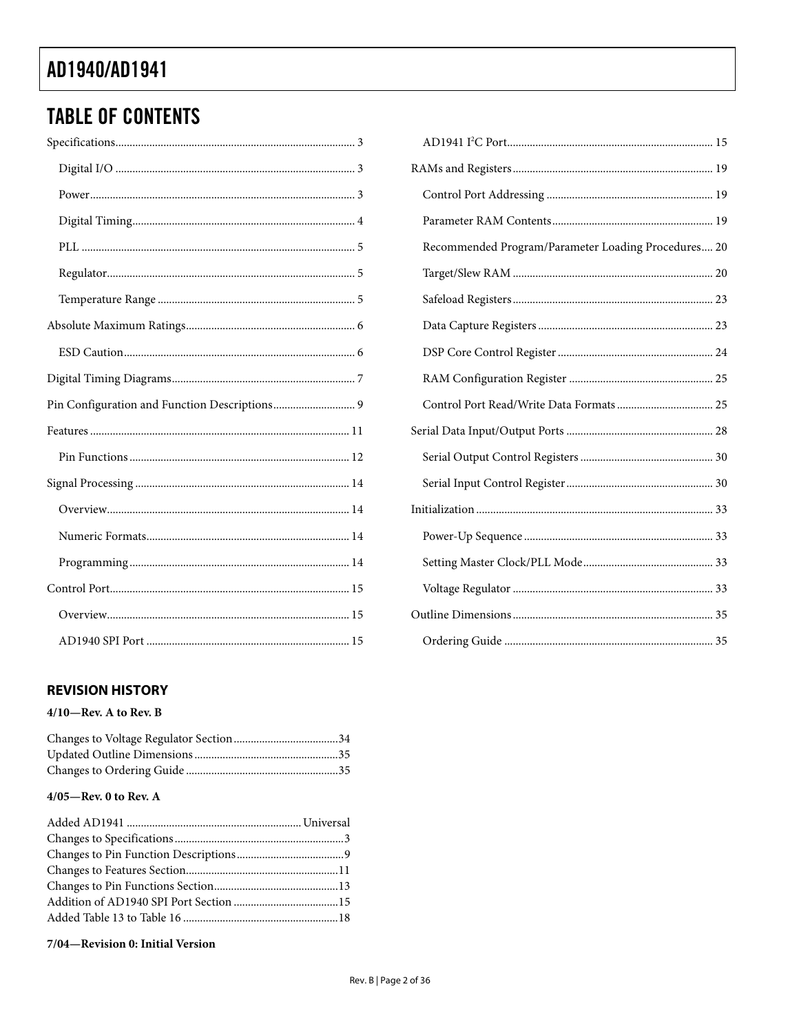## TABLE OF CONTENTS

Specifications .......... 3

- Digital I/O .......... 3
- Power .......... 3
- Digital Timing .......... 4
- PLL .......... 5
- Regulator .......... 5
- Temperature Range .......... 5

Absolute Maximum Ratings .......... 6

- ESD Caution .......... 6

Digital Timing Diagrams .......... 7

Pin Configuration and Function Descriptions .......... 9

Features .......... 11

- Pin Functions .......... 12

Signal Processing .......... 14

- Overview .......... 14
- Numeric Formats .......... 14
- Programming .......... 14

Control Port .......... 15

- Overview .......... 15
- AD1940 SPI Port .......... 15
- AD1941 I²C Port .......... 15

RAMs and Registers .......... 19

- Control Port Addressing .......... 19
- Parameter RAM Contents .......... 19
- Recommended Program/Parameter Loading Procedures .......... 20
- Target/Slew RAM .......... 20
- Safeload Registers .......... 23
- Data Capture Registers .......... 23
- DSP Core Control Register .......... 24
- RAM Configuration Register .......... 25
- Control Port Read/Write Data Formats .......... 25

Serial Data Input/Output Ports .......... 28

- Serial Output Control Registers .......... 30
- Serial Input Control Register .......... 30

Initialization .......... 33

- Power-Up Sequence .......... 33
- Setting Master Clock/PLL Mode .......... 33
- Voltage Regulator .......... 33

Outline Dimensions .......... 35

- Ordering Guide .......... 35

### REVISION HISTORY

**4/10—Rev. A to Rev. B**

Changes to Voltage Regulator Section .......... 34
Updated Outline Dimensions .......... 35
Changes to Ordering Guide .......... 35

**4/05—Rev. 0 to Rev. A**

Added AD1941 .......... Universal
Changes to Specifications .......... 3
Changes to Pin Function Descriptions .......... 9
Changes to Features Section .......... 11
Changes to Pin Functions Section .......... 13
Addition of AD1940 SPI Port Section .......... 15
Added Table 13 to Table 16 .......... 18

**7/04—Revision 0: Initial Version**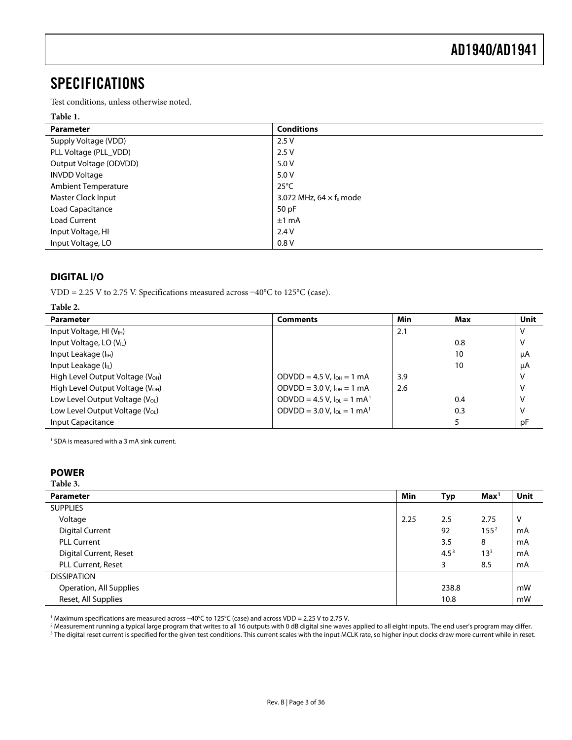# SPECIFICATIONS

Test conditions, unless otherwise noted.

**Table 1.**

| Parameter | Conditions |
| --- | --- |
| Supply Voltage (VDD) | 2.5 V |
| PLL Voltage (PLL_VDD) | 2.5 V |
| Output Voltage (ODVDD) | 5.0 V |
| INVDD Voltage | 5.0 V |
| Ambient Temperature | 25°C |
| Master Clock Input | 3.072 MHz, 64 × $f_s$ mode |
| Load Capacitance | 50 pF |
| Load Current | ±1 mA |
| Input Voltage, HI | 2.4 V |
| Input Voltage, LO | 0.8 V |

## DIGITAL I/O

VDD = 2.25 V to 2.75 V. Specifications measured across −40°C to 125°C (case).

**Table 2.**

| Parameter | Comments | Min | Max | Unit |
| --- | --- | --- | --- | --- |
| Input Voltage, HI ($V_{IH}$) | | 2.1 | | V |
| Input Voltage, LO ($V_{IL}$) | | | 0.8 | V |
| Input Leakage ($I_{IH}$) | | | 10 | μA |
| Input Leakage ($I_{IL}$) | | | 10 | μA |
| High Level Output Voltage ($V_{OH}$) | ODVDD = 4.5 V, $I_{OH}$ = 1 mA | 3.9 | | V |
| High Level Output Voltage ($V_{OH}$) | ODVDD = 3.0 V, $I_{OH}$ = 1 mA | 2.6 | | V |
| Low Level Output Voltage ($V_{OL}$) | ODVDD = 4.5 V, $I_{OL}$ = 1 mA[1] | | 0.4 | V |
| Low Level Output Voltage ($V_{OL}$) | ODVDD = 3.0 V, $I_{OL}$ = 1 mA[1] | | 0.3 | V |
| Input Capacitance | | | 5 | pF |

[1] SDA is measured with a 3 mA sink current.

## POWER

**Table 3.**

| Parameter | Min | Typ | Max[1] | Unit |
| --- | --- | --- | --- | --- |
| SUPPLIES | | | | |
| Voltage | 2.25 | 2.5 | 2.75 | V |
| Digital Current | | 92 | 155[2] | mA |
| PLL Current | | 3.5 | 8 | mA |
| Digital Current, Reset | | 4.5[3] | 13[3] | mA |
| PLL Current, Reset | | 3 | 8.5 | mA |
| DISSIPATION | | | | |
| Operation, All Supplies | | 238.8 | | mW |
| Reset, All Supplies | | 10.8 | | mW |

[1] Maximum specifications are measured across −40°C to 125°C (case) and across VDD = 2.25 V to 2.75 V.

[2] Measurement running a typical large program that writes to all 16 outputs with 0 dB digital sine waves applied to all eight inputs. The end user's program may differ.

[3] The digital reset current is specified for the given test conditions. This current scales with the input MCLK rate, so higher input clocks draw more current while in reset.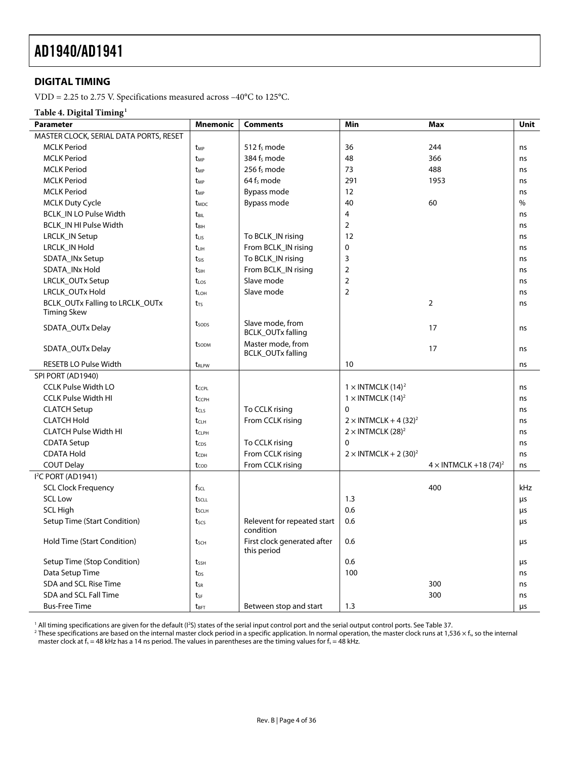## DIGITAL TIMING

VDD = 2.25 to 2.75 V. Specifications measured across −40°C to 125°C.

**Table 4. Digital Timing**[1]

| Parameter | Mnemonic | Comments | Min | Max | Unit |
|---|---|---|---|---|---|
| MASTER CLOCK, SERIAL DATA PORTS, RESET | | | | | |
| MCLK Period | $t_{MP}$ | 512 $f_S$ mode | 36 | 244 | ns |
| MCLK Period | $t_{MP}$ | 384 $f_S$ mode | 48 | 366 | ns |
| MCLK Period | $t_{MP}$ | 256 $f_S$ mode | 73 | 488 | ns |
| MCLK Period | $t_{MP}$ | 64 $f_S$ mode | 291 | 1953 | ns |
| MCLK Period | $t_{MP}$ | Bypass mode | 12 | | ns |
| MCLK Duty Cycle | $t_{MDC}$ | Bypass mode | 40 | 60 | % |
| BCLK_IN LO Pulse Width | $t_{BIL}$ | | 4 | | ns |
| BCLK_IN HI Pulse Width | $t_{BIH}$ | | 2 | | ns |
| LRCLK_IN Setup | $t_{LIS}$ | To BCLK_IN rising | 12 | | ns |
| LRCLK_IN Hold | $t_{LIH}$ | From BCLK_IN rising | 0 | | ns |
| SDATA_INx Setup | $t_{SIS}$ | To BCLK_IN rising | 3 | | ns |
| SDATA_INx Hold | $t_{SIH}$ | From BCLK_IN rising | 2 | | ns |
| LRCLK_OUTx Setup | $t_{LOS}$ | Slave mode | 2 | | ns |
| LRCLK_OUTx Hold | $t_{LOH}$ | Slave mode | 2 | | ns |
| BCLK_OUTx Falling to LRCLK_OUTx Timing Skew | $t_{TS}$ | | | 2 | ns |
| SDATA_OUTx Delay | $t_{SODS}$ | Slave mode, from BCLK_OUTx falling | | 17 | ns |
| SDATA_OUTx Delay | $t_{SODM}$ | Master mode, from BCLK_OUTx falling | | 17 | ns |
| RESETB LO Pulse Width | $t_{RLPW}$ | | 10 | | ns |
| SPI PORT (AD1940) | | | | | |
| CCLK Pulse Width LO | $t_{CCPL}$ | | 1 × INTMCLK (14)[2] | | ns |
| CCLK Pulse Width HI | $t_{CCPH}$ | | 1 × INTMCLK (14)[2] | | ns |
| CLATCH Setup | $t_{CLS}$ | To CCLK rising | 0 | | ns |
| CLATCH Hold | $t_{CLH}$ | From CCLK rising | 2 × INTMCLK + 4 (32)[2] | | ns |
| CLATCH Pulse Width HI | $t_{CLPH}$ | | 2 × INTMCLK (28)[2] | | ns |
| CDATA Setup | $t_{CDS}$ | To CCLK rising | 0 | | ns |
| CDATA Hold | $t_{CDH}$ | From CCLK rising | 2 × INTMCLK + 2 (30)[2] | | ns |
| COUT Delay | $t_{COD}$ | From CCLK rising | | 4 × INTMCLK +18 (74)[2] | ns |
| I²C PORT (AD1941) | | | | | |
| SCL Clock Frequency | $f_{SCL}$ | | | 400 | kHz |
| SCL Low | $t_{SCLL}$ | | 1.3 | | µs |
| SCL High | $t_{SCLH}$ | | 0.6 | | µs |
| Setup Time (Start Condition) | $t_{SCS}$ | Relevent for repeated start condition | 0.6 | | µs |
| Hold Time (Start Condition) | $t_{SCH}$ | First clock generated after this period | 0.6 | | µs |
| Setup Time (Stop Condition) | $t_{SSH}$ | | 0.6 | | µs |
| Data Setup Time | $t_{DS}$ | | 100 | | ns |
| SDA and SCL Rise Time | $t_{SR}$ | | | 300 | ns |
| SDA and SCL Fall Time | $t_{SF}$ | | | 300 | ns |
| Bus-Free Time | $t_{BFT}$ | Between stop and start | 1.3 | | µs |

[1] All timing specifications are given for the default (I²S) states of the serial input control port and the serial output control ports. See Table 37.
[2] These specifications are based on the internal master clock period in a specific application. In normal operation, the master clock runs at 1,536 × $f_s$, so the internal master clock at $f_s$ = 48 kHz has a 14 ns period. The values in parentheses are the timing values for $f_s$ = 48 kHz.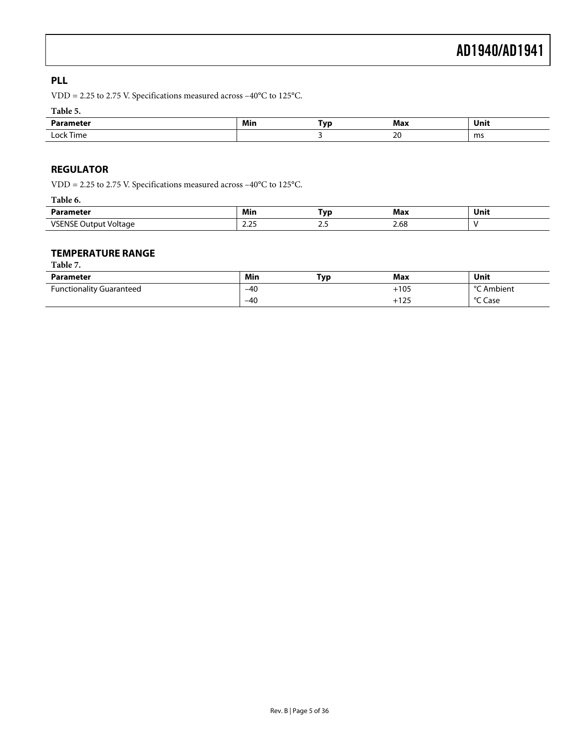## PLL

VDD = 2.25 to 2.75 V. Specifications measured across −40°C to 125°C.

**Table 5.**

| Parameter | Min | Typ | Max | Unit |
|---|---|---|---|---|
| Lock Time | | 3 | 20 | ms |

## REGULATOR

VDD = 2.25 to 2.75 V. Specifications measured across −40°C to 125°C.

**Table 6.**

| Parameter | Min | Typ | Max | Unit |
|---|---|---|---|---|
| VSENSE Output Voltage | 2.25 | 2.5 | 2.68 | V |

## TEMPERATURE RANGE

**Table 7.**

| Parameter | Min | Typ | Max | Unit |
|---|---|---|---|---|
| Functionality Guaranteed | −40 | | +105 | °C Ambient |
| | −40 | | +125 | °C Case |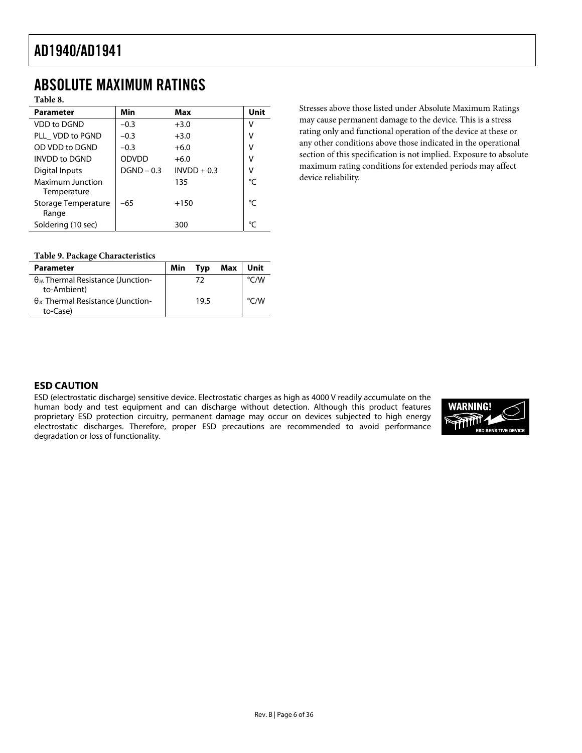## ABSOLUTE MAXIMUM RATINGS

**Table 8.**

| Parameter | Min | Max | Unit |
|---|---|---|---|
| VDD to DGND | −0.3 | +3.0 | V |
| PLL_ VDD to PGND | −0.3 | +3.0 | V |
| OD VDD to DGND | −0.3 | +6.0 | V |
| INVDD to DGND | ODVDD | +6.0 | V |
| Digital Inputs | DGND − 0.3 | INVDD + 0.3 | V |
| Maximum Junction Temperature | | 135 | °C |
| Storage Temperature Range | −65 | +150 | °C |
| Soldering (10 sec) | | 300 | °C |

Stresses above those listed under Absolute Maximum Ratings may cause permanent damage to the device. This is a stress rating only and functional operation of the device at these or any other conditions above those indicated in the operational section of this specification is not implied. Exposure to absolute maximum rating conditions for extended periods may affect device reliability.

**Table 9. Package Characteristics**

| Parameter | Min | Typ | Max | Unit |
|---|---|---|---|---|
| $\theta_{JA}$ Thermal Resistance (Junction-to-Ambient) | | 72 | | °C/W |
| $\theta_{JC}$ Thermal Resistance (Junction-to-Case) | | 19.5 | | °C/W |

### ESD CAUTION

ESD (electrostatic discharge) sensitive device. Electrostatic charges as high as 4000 V readily accumulate on the human body and test equipment and can discharge without detection. Although this product features proprietary ESD protection circuitry, permanent damage may occur on devices subjected to high energy electrostatic discharges. Therefore, proper ESD precautions are recommended to avoid performance degradation or loss of functionality.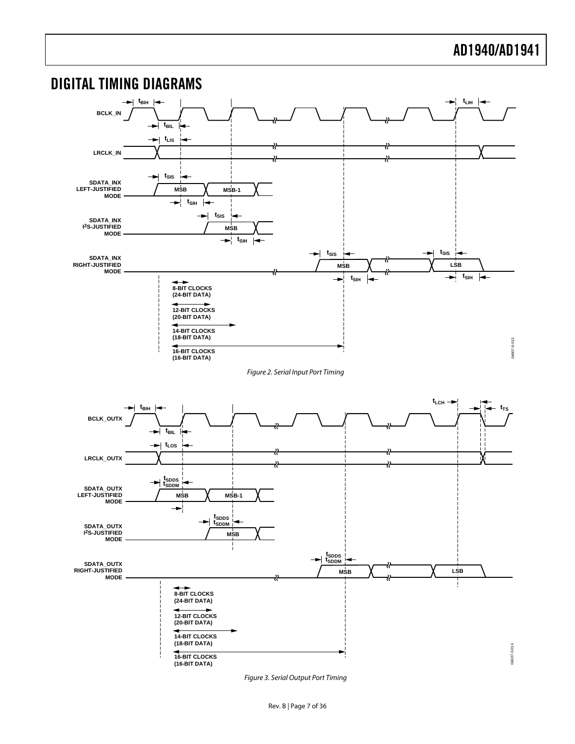## DIGITAL TIMING DIAGRAMS

*Figure 2. Serial Input Port Timing*

*Figure 3. Serial Output Port Timing*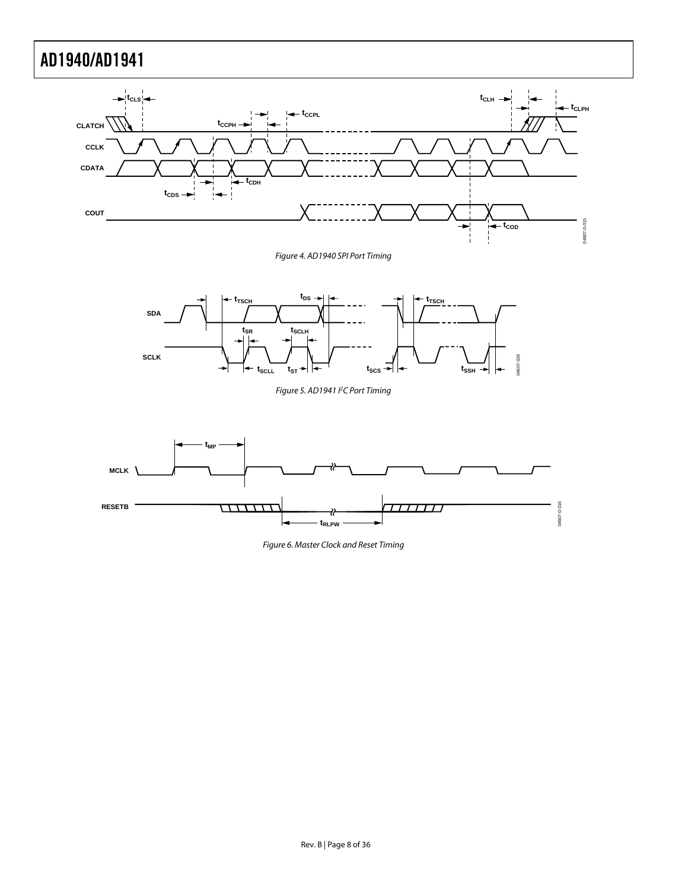Figure 4. AD1940 SPI Port Timing

Figure 5. AD1941 I²C Port Timing

Figure 6. Master Clock and Reset Timing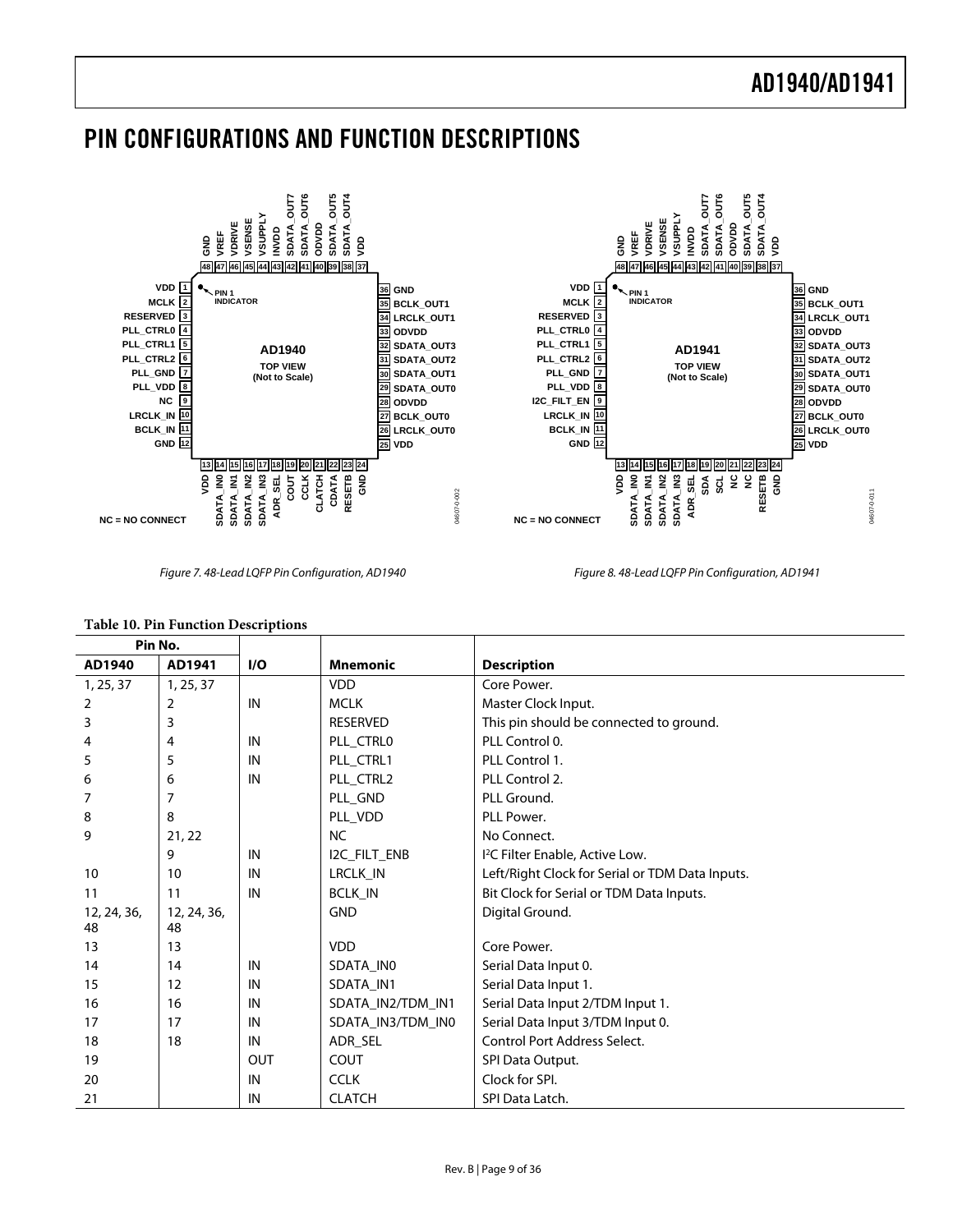# PIN CONFIGURATIONS AND FUNCTION DESCRIPTIONS

Figure 7. 48-Lead LQFP Pin Configuration, AD1940

Figure 8. 48-Lead LQFP Pin Configuration, AD1941

**Table 10. Pin Function Descriptions**

| Pin No. | | | | |
|---|---|---|---|---|
| **AD1940** | **AD1941** | **I/O** | **Mnemonic** | **Description** |
| 1, 25, 37 | 1, 25, 37 | | VDD | Core Power. |
| 2 | 2 | IN | MCLK | Master Clock Input. |
| 3 | 3 | | RESERVED | This pin should be connected to ground. |
| 4 | 4 | IN | PLL_CTRL0 | PLL Control 0. |
| 5 | 5 | IN | PLL_CTRL1 | PLL Control 1. |
| 6 | 6 | IN | PLL_CTRL2 | PLL Control 2. |
| 7 | 7 | | PLL_GND | PLL Ground. |
| 8 | 8 | | PLL_VDD | PLL Power. |
| 9 | 21, 22 | | NC | No Connect. |
| | 9 | IN | I2C_FILT_ENB | I²C Filter Enable, Active Low. |
| 10 | 10 | IN | LRCLK_IN | Left/Right Clock for Serial or TDM Data Inputs. |
| 11 | 11 | IN | BCLK_IN | Bit Clock for Serial or TDM Data Inputs. |
| 12, 24, 36, 48 | 12, 24, 36, 48 | | GND | Digital Ground. |
| 13 | 13 | | VDD | Core Power. |
| 14 | 14 | IN | SDATA_IN0 | Serial Data Input 0. |
| 15 | 12 | IN | SDATA_IN1 | Serial Data Input 1. |
| 16 | 16 | IN | SDATA_IN2/TDM_IN1 | Serial Data Input 2/TDM Input 1. |
| 17 | 17 | IN | SDATA_IN3/TDM_IN0 | Serial Data Input 3/TDM Input 0. |
| 18 | 18 | IN | ADR_SEL | Control Port Address Select. |
| 19 | | OUT | COUT | SPI Data Output. |
| 20 | | IN | CCLK | Clock for SPI. |
| 21 | | IN | CLATCH | SPI Data Latch. |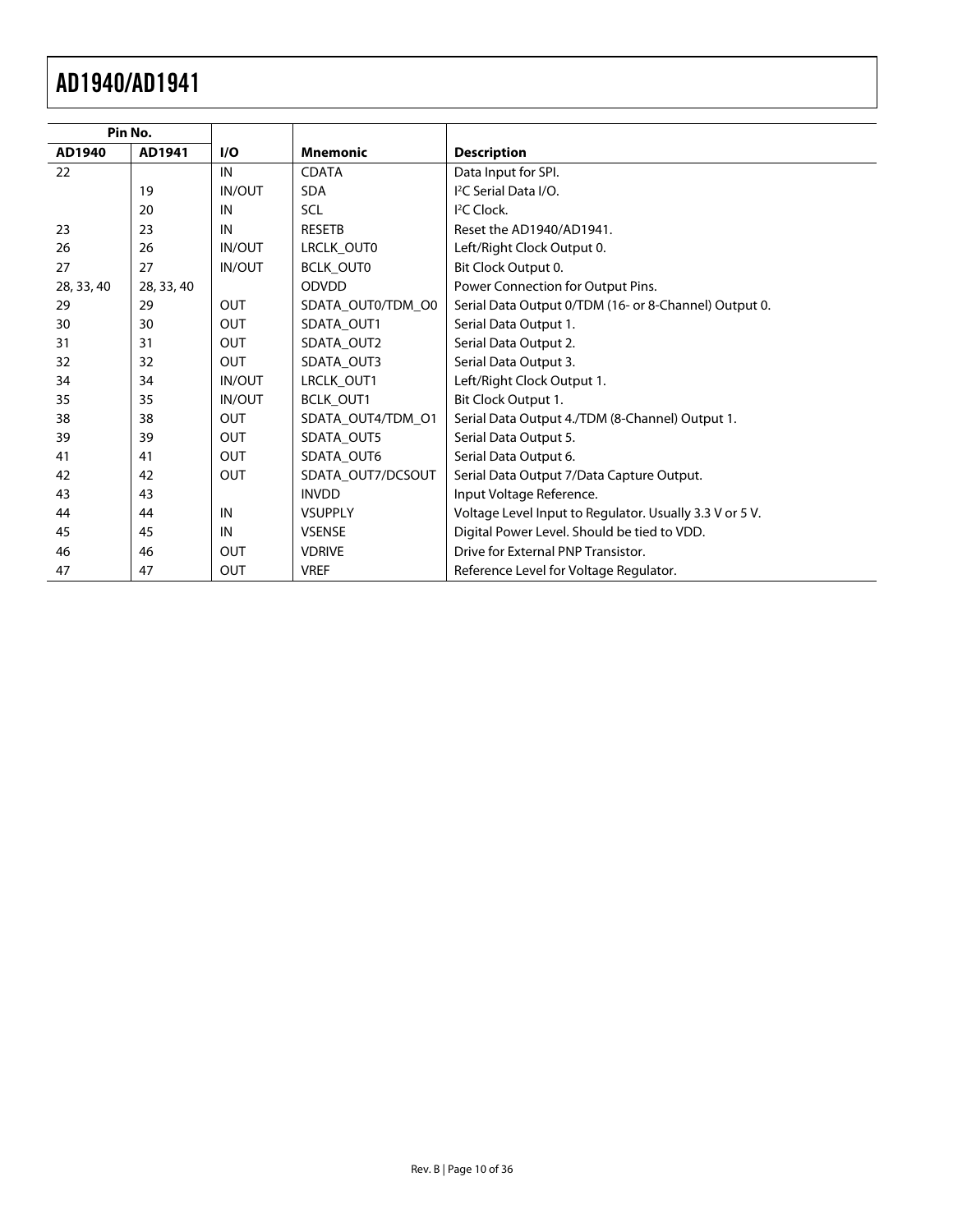| Pin No. | | | | |
|---|---|---|---|---|
| AD1940 | AD1941 | I/O | Mnemonic | Description |
| 22 | | IN | CDATA | Data Input for SPI. |
| | 19 | IN/OUT | SDA | I²C Serial Data I/O. |
| | 20 | IN | SCL | I²C Clock. |
| 23 | 23 | IN | RESETB | Reset the AD1940/AD1941. |
| 26 | 26 | IN/OUT | LRCLK_OUT0 | Left/Right Clock Output 0. |
| 27 | 27 | IN/OUT | BCLK_OUT0 | Bit Clock Output 0. |
| 28, 33, 40 | 28, 33, 40 | | ODVDD | Power Connection for Output Pins. |
| 29 | 29 | OUT | SDATA_OUT0/TDM_O0 | Serial Data Output 0/TDM (16- or 8-Channel) Output 0. |
| 30 | 30 | OUT | SDATA_OUT1 | Serial Data Output 1. |
| 31 | 31 | OUT | SDATA_OUT2 | Serial Data Output 2. |
| 32 | 32 | OUT | SDATA_OUT3 | Serial Data Output 3. |
| 34 | 34 | IN/OUT | LRCLK_OUT1 | Left/Right Clock Output 1. |
| 35 | 35 | IN/OUT | BCLK_OUT1 | Bit Clock Output 1. |
| 38 | 38 | OUT | SDATA_OUT4/TDM_O1 | Serial Data Output 4./TDM (8-Channel) Output 1. |
| 39 | 39 | OUT | SDATA_OUT5 | Serial Data Output 5. |
| 41 | 41 | OUT | SDATA_OUT6 | Serial Data Output 6. |
| 42 | 42 | OUT | SDATA_OUT7/DCSOUT | Serial Data Output 7/Data Capture Output. |
| 43 | 43 | | INVDD | Input Voltage Reference. |
| 44 | 44 | IN | VSUPPLY | Voltage Level Input to Regulator. Usually 3.3 V or 5 V. |
| 45 | 45 | IN | VSENSE | Digital Power Level. Should be tied to VDD. |
| 46 | 46 | OUT | VDRIVE | Drive for External PNP Transistor. |
| 47 | 47 | OUT | VREF | Reference Level for Voltage Regulator. |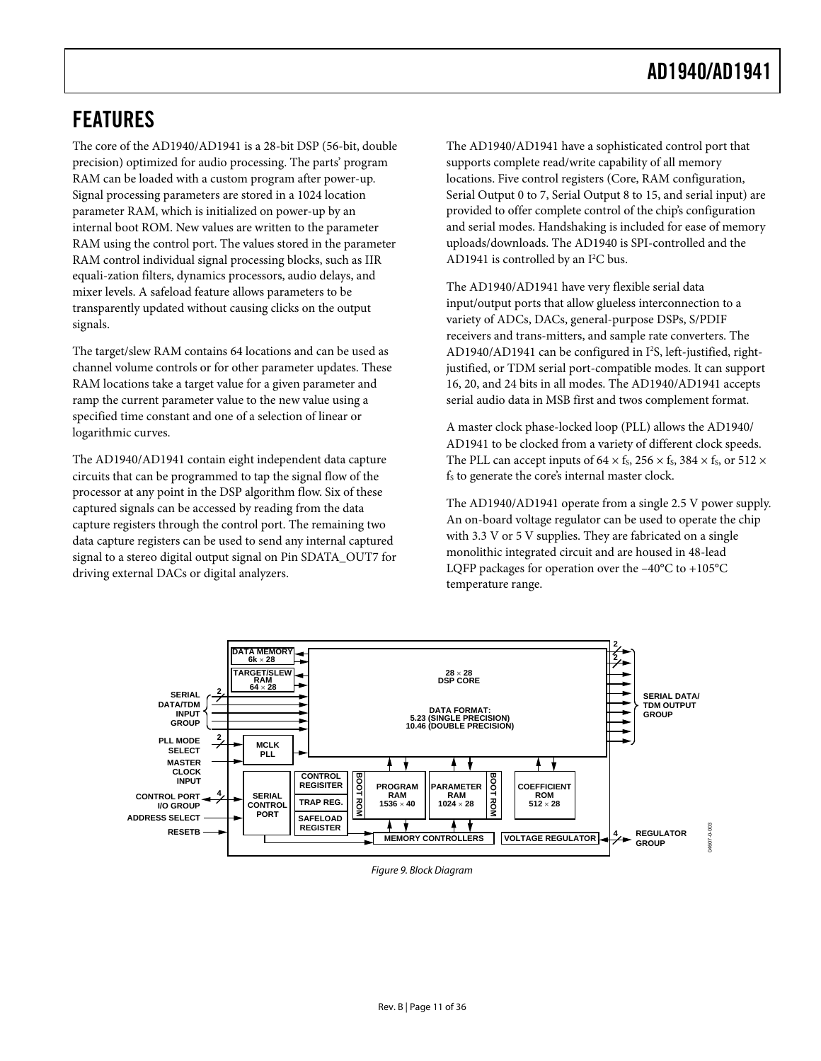# FEATURES

The core of the AD1940/AD1941 is a 28-bit DSP (56-bit, double precision) optimized for audio processing. The parts' program RAM can be loaded with a custom program after power-up. Signal processing parameters are stored in a 1024 location parameter RAM, which is initialized on power-up by an internal boot ROM. New values are written to the parameter RAM using the control port. The values stored in the parameter RAM control individual signal processing blocks, such as IIR equali-zation filters, dynamics processors, audio delays, and mixer levels. A safeload feature allows parameters to be transparently updated without causing clicks on the output signals.

The target/slew RAM contains 64 locations and can be used as channel volume controls or for other parameter updates. These RAM locations take a target value for a given parameter and ramp the current parameter value to the new value using a specified time constant and one of a selection of linear or logarithmic curves.

The AD1940/AD1941 contain eight independent data capture circuits that can be programmed to tap the signal flow of the processor at any point in the DSP algorithm flow. Six of these captured signals can be accessed by reading from the data capture registers through the control port. The remaining two data capture registers can be used to send any internal captured signal to a stereo digital output signal on Pin SDATA_OUT7 for driving external DACs or digital analyzers.

The AD1940/AD1941 have a sophisticated control port that supports complete read/write capability of all memory locations. Five control registers (Core, RAM configuration, Serial Output 0 to 7, Serial Output 8 to 15, and serial input) are provided to offer complete control of the chip's configuration and serial modes. Handshaking is included for ease of memory uploads/downloads. The AD1940 is SPI-controlled and the AD1941 is controlled by an I²C bus.

The AD1940/AD1941 have very flexible serial data input/output ports that allow glueless interconnection to a variety of ADCs, DACs, general-purpose DSPs, S/PDIF receivers and trans-mitters, and sample rate converters. The AD1940/AD1941 can be configured in I²S, left-justified, right-justified, or TDM serial port-compatible modes. It can support 16, 20, and 24 bits in all modes. The AD1940/AD1941 accepts serial audio data in MSB first and twos complement format.

A master clock phase-locked loop (PLL) allows the AD1940/AD1941 to be clocked from a variety of different clock speeds. The PLL can accept inputs of $64 \times f_S$, $256 \times f_S$, $384 \times f_S$, or $512 \times f_S$ to generate the core's internal master clock.

The AD1940/AD1941 operate from a single 2.5 V power supply. An on-board voltage regulator can be used to operate the chip with 3.3 V or 5 V supplies. They are fabricated on a single monolithic integrated circuit and are housed in 48-lead LQFP packages for operation over the –40°C to +105°C temperature range.

*Figure 9. Block Diagram*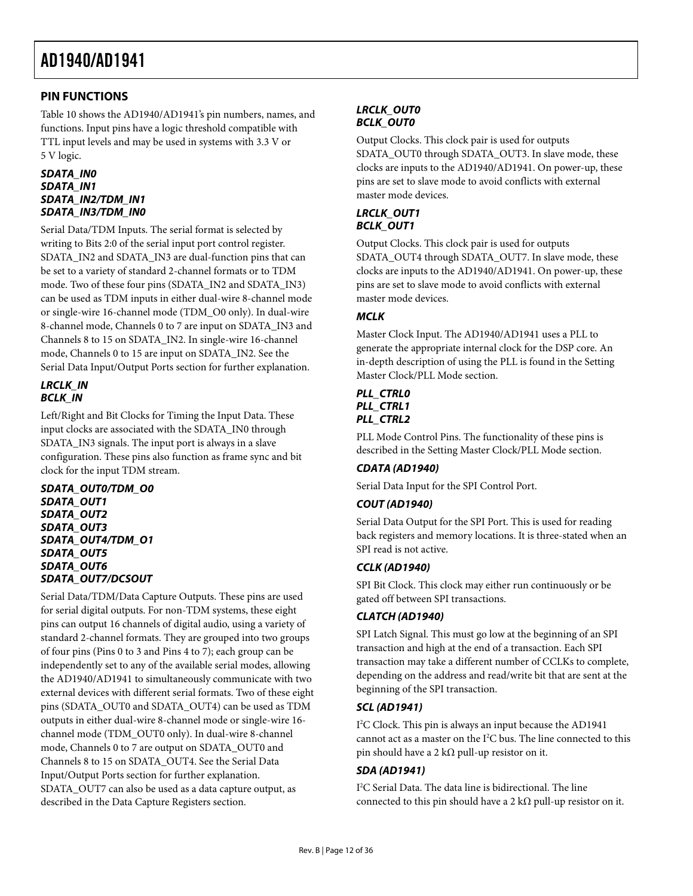## PIN FUNCTIONS

Table 10 shows the AD1940/AD1941's pin numbers, names, and functions. Input pins have a logic threshold compatible with TTL input levels and may be used in systems with 3.3 V or 5 V logic.

### *SDATA_IN0*
### *SDATA_IN1*
### *SDATA_IN2/TDM_IN1*
### *SDATA_IN3/TDM_IN0*

Serial Data/TDM Inputs. The serial format is selected by writing to Bits 2:0 of the serial input port control register. SDATA_IN2 and SDATA_IN3 are dual-function pins that can be set to a variety of standard 2-channel formats or to TDM mode. Two of these four pins (SDATA_IN2 and SDATA_IN3) can be used as TDM inputs in either dual-wire 8-channel mode or single-wire 16-channel mode (TDM_O0 only). In dual-wire 8-channel mode, Channels 0 to 7 are input on SDATA_IN3 and Channels 8 to 15 on SDATA_IN2. In single-wire 16-channel mode, Channels 0 to 15 are input on SDATA_IN2. See the Serial Data Input/Output Ports section for further explanation.

### *LRCLK_IN*
### *BCLK_IN*

Left/Right and Bit Clocks for Timing the Input Data. These input clocks are associated with the SDATA_IN0 through SDATA_IN3 signals. The input port is always in a slave configuration. These pins also function as frame sync and bit clock for the input TDM stream.

### *SDATA_OUT0/TDM_O0*
### *SDATA_OUT1*
### *SDATA_OUT2*
### *SDATA_OUT3*
### *SDATA_OUT4/TDM_O1*
### *SDATA_OUT5*
### *SDATA_OUT6*
### *SDATA_OUT7/DCSOUT*

Serial Data/TDM/Data Capture Outputs. These pins are used for serial digital outputs. For non-TDM systems, these eight pins can output 16 channels of digital audio, using a variety of standard 2-channel formats. They are grouped into two groups of four pins (Pins 0 to 3 and Pins 4 to 7); each group can be independently set to any of the available serial modes, allowing the AD1940/AD1941 to simultaneously communicate with two external devices with different serial formats. Two of these eight pins (SDATA_OUT0 and SDATA_OUT4) can be used as TDM outputs in either dual-wire 8-channel mode or single-wire 16-channel mode (TDM_OUT0 only). In dual-wire 8-channel mode, Channels 0 to 7 are output on SDATA_OUT0 and Channels 8 to 15 on SDATA_OUT4. See the Serial Data Input/Output Ports section for further explanation. SDATA_OUT7 can also be used as a data capture output, as described in the Data Capture Registers section.

### *LRCLK_OUT0*
### *BCLK_OUT0*

Output Clocks. This clock pair is used for outputs SDATA_OUT0 through SDATA_OUT3. In slave mode, these clocks are inputs to the AD1940/AD1941. On power-up, these pins are set to slave mode to avoid conflicts with external master mode devices.

### *LRCLK_OUT1*
### *BCLK_OUT1*

Output Clocks. This clock pair is used for outputs SDATA_OUT4 through SDATA_OUT7. In slave mode, these clocks are inputs to the AD1940/AD1941. On power-up, these pins are set to slave mode to avoid conflicts with external master mode devices.

### *MCLK*

Master Clock Input. The AD1940/AD1941 uses a PLL to generate the appropriate internal clock for the DSP core. An in-depth description of using the PLL is found in the Setting Master Clock/PLL Mode section.

### *PLL_CTRL0*
### *PLL_CTRL1*
### *PLL_CTRL2*

PLL Mode Control Pins. The functionality of these pins is described in the Setting Master Clock/PLL Mode section.

### *CDATA (AD1940)*

Serial Data Input for the SPI Control Port.

### *COUT (AD1940)*

Serial Data Output for the SPI Port. This is used for reading back registers and memory locations. It is three-stated when an SPI read is not active.

### *CCLK (AD1940)*

SPI Bit Clock. This clock may either run continuously or be gated off between SPI transactions.

### *CLATCH (AD1940)*

SPI Latch Signal. This must go low at the beginning of an SPI transaction and high at the end of a transaction. Each SPI transaction may take a different number of CCLKs to complete, depending on the address and read/write bit that are sent at the beginning of the SPI transaction.

### *SCL (AD1941)*

$I^2C$ Clock. This pin is always an input because the AD1941 cannot act as a master on the $I^2C$ bus. The line connected to this pin should have a 2 kΩ pull-up resistor on it.

### *SDA (AD1941)*

$I^2C$ Serial Data. The data line is bidirectional. The line connected to this pin should have a 2 kΩ pull-up resistor on it.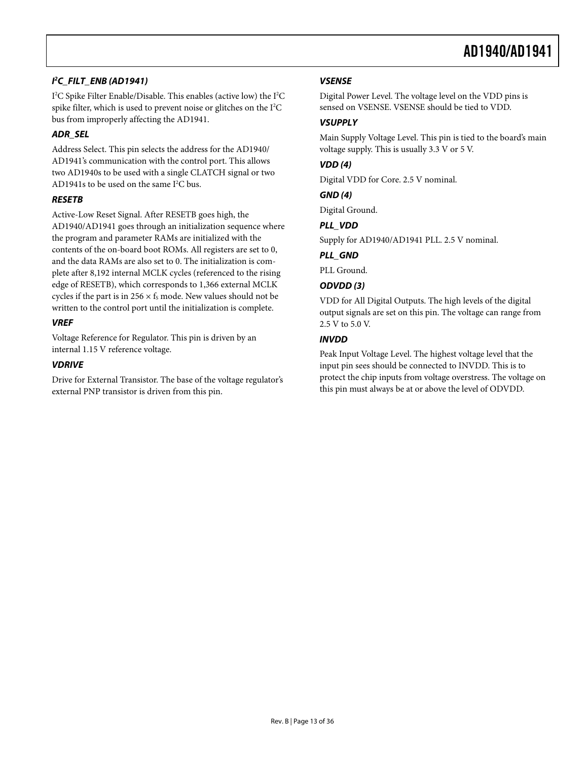### I²C_FILT_ENB (AD1941)

I²C Spike Filter Enable/Disable. This enables (active low) the I²C spike filter, which is used to prevent noise or glitches on the I²C bus from improperly affecting the AD1941.

### ADR_SEL

Address Select. This pin selects the address for the AD1940/AD1941's communication with the control port. This allows two AD1940s to be used with a single CLATCH signal or two AD1941s to be used on the same I²C bus.

### RESETB

Active-Low Reset Signal. After RESETB goes high, the AD1940/AD1941 goes through an initialization sequence where the program and parameter RAMs are initialized with the contents of the on-board boot ROMs. All registers are set to 0, and the data RAMs are also set to 0. The initialization is complete after 8,192 internal MCLK cycles (referenced to the rising edge of RESETB), which corresponds to 1,366 external MCLK cycles if the part is in $256 \times f_S$ mode. New values should not be written to the control port until the initialization is complete.

### VREF

Voltage Reference for Regulator. This pin is driven by an internal 1.15 V reference voltage.

### VDRIVE

Drive for External Transistor. The base of the voltage regulator's external PNP transistor is driven from this pin.

### VSENSE

Digital Power Level. The voltage level on the VDD pins is sensed on VSENSE. VSENSE should be tied to VDD.

### VSUPPLY

Main Supply Voltage Level. This pin is tied to the board's main voltage supply. This is usually 3.3 V or 5 V.

### VDD (4)

Digital VDD for Core. 2.5 V nominal.

### GND (4)

Digital Ground.

### PLL_VDD

Supply for AD1940/AD1941 PLL. 2.5 V nominal.

### PLL_GND

PLL Ground.

### ODVDD (3)

VDD for All Digital Outputs. The high levels of the digital output signals are set on this pin. The voltage can range from 2.5 V to 5.0 V.

### INVDD

Peak Input Voltage Level. The highest voltage level that the input pin sees should be connected to INVDD. This is to protect the chip inputs from voltage overstress. The voltage on this pin must always be at or above the level of ODVDD.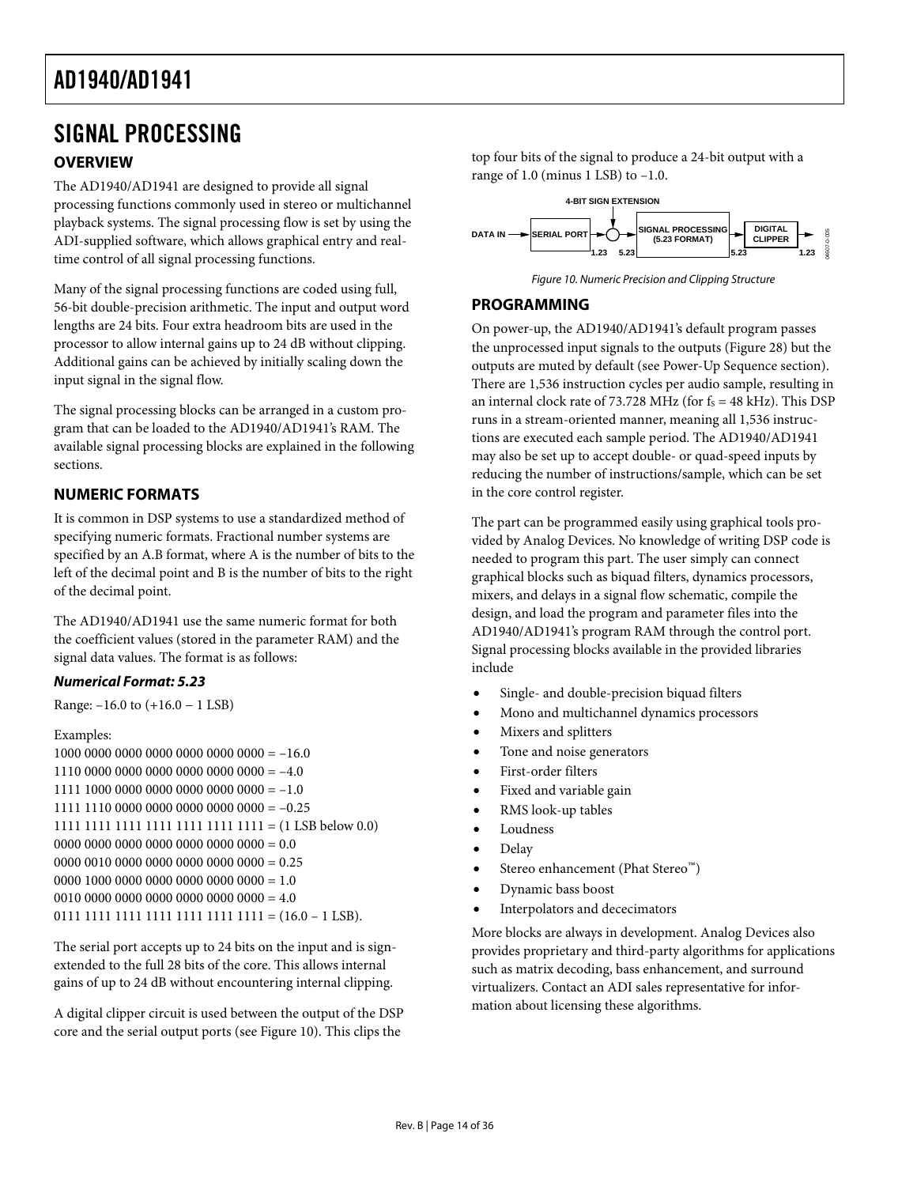# SIGNAL PROCESSING

## OVERVIEW

The AD1940/AD1941 are designed to provide all signal processing functions commonly used in stereo or multichannel playback systems. The signal processing flow is set by using the ADI-supplied software, which allows graphical entry and real-time control of all signal processing functions.

Many of the signal processing functions are coded using full, 56-bit double-precision arithmetic. The input and output word lengths are 24 bits. Four extra headroom bits are used in the processor to allow internal gains up to 24 dB without clipping. Additional gains can be achieved by initially scaling down the input signal in the signal flow.

The signal processing blocks can be arranged in a custom program that can be loaded to the AD1940/AD1941's RAM. The available signal processing blocks are explained in the following sections.

## NUMERIC FORMATS

It is common in DSP systems to use a standardized method of specifying numeric formats. Fractional number systems are specified by an A.B format, where A is the number of bits to the left of the decimal point and B is the number of bits to the right of the decimal point.

The AD1940/AD1941 use the same numeric format for both the coefficient values (stored in the parameter RAM) and the signal data values. The format is as follows:

### *Numerical Format: 5.23*

Range: −16.0 to (+16.0 − 1 LSB)

Examples:
1000 0000 0000 0000 0000 0000 0000 = −16.0
1110 0000 0000 0000 0000 0000 0000 = −4.0
1111 1000 0000 0000 0000 0000 0000 = −1.0
1111 1110 0000 0000 0000 0000 0000 = −0.25
1111 1111 1111 1111 1111 1111 1111 = (1 LSB below 0.0)
0000 0000 0000 0000 0000 0000 0000 = 0.0
0000 0010 0000 0000 0000 0000 0000 = 0.25
0000 1000 0000 0000 0000 0000 0000 = 1.0
0010 0000 0000 0000 0000 0000 0000 = 4.0
0111 1111 1111 1111 1111 1111 1111 = (16.0 − 1 LSB).

The serial port accepts up to 24 bits on the input and is sign-extended to the full 28 bits of the core. This allows internal gains of up to 24 dB without encountering internal clipping.

A digital clipper circuit is used between the output of the DSP core and the serial output ports (see Figure 10). This clips the top four bits of the signal to produce a 24-bit output with a range of 1.0 (minus 1 LSB) to −1.0.

DATA IN → SERIAL PORT (1.23) → 4-BIT SIGN EXTENSION → (5.23) SIGNAL PROCESSING (5.23 FORMAT) → (5.23) DIGITAL CLIPPER → (1.23)

*Figure 10. Numeric Precision and Clipping Structure*

## PROGRAMMING

On power-up, the AD1940/AD1941's default program passes the unprocessed input signals to the outputs (Figure 28) but the outputs are muted by default (see Power-Up Sequence section). There are 1,536 instruction cycles per audio sample, resulting in an internal clock rate of 73.728 MHz (for $f_S$ = 48 kHz). This DSP runs in a stream-oriented manner, meaning all 1,536 instructions are executed each sample period. The AD1940/AD1941 may also be set up to accept double- or quad-speed inputs by reducing the number of instructions/sample, which can be set in the core control register.

The part can be programmed easily using graphical tools provided by Analog Devices. No knowledge of writing DSP code is needed to program this part. The user simply can connect graphical blocks such as biquad filters, dynamics processors, mixers, and delays in a signal flow schematic, compile the design, and load the program and parameter files into the AD1940/AD1941's program RAM through the control port. Signal processing blocks available in the provided libraries include

- Single- and double-precision biquad filters
- Mono and multichannel dynamics processors
- Mixers and splitters
- Tone and noise generators
- First-order filters
- Fixed and variable gain
- RMS look-up tables
- Loudness
- Delay
- Stereo enhancement (Phat Stereo™)
- Dynamic bass boost
- Interpolators and dececimators

More blocks are always in development. Analog Devices also provides proprietary and third-party algorithms for applications such as matrix decoding, bass enhancement, and surround virtualizers. Contact an ADI sales representative for information about licensing these algorithms.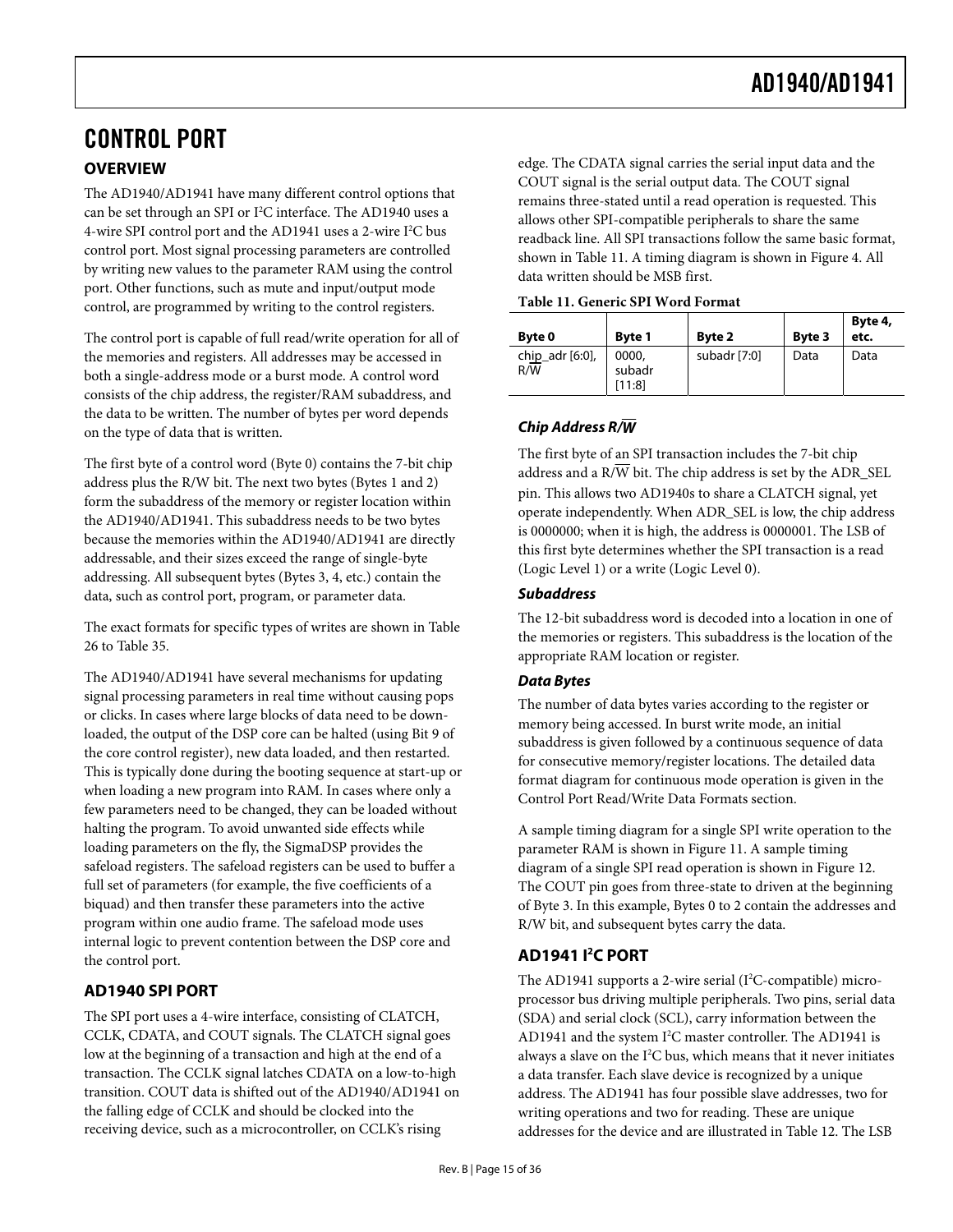# CONTROL PORT

## OVERVIEW

The AD1940/AD1941 have many different control options that can be set through an SPI or I²C interface. The AD1940 uses a 4-wire SPI control port and the AD1941 uses a 2-wire I²C bus control port. Most signal processing parameters are controlled by writing new values to the parameter RAM using the control port. Other functions, such as mute and input/output mode control, are programmed by writing to the control registers.

The control port is capable of full read/write operation for all of the memories and registers. All addresses may be accessed in both a single-address mode or a burst mode. A control word consists of the chip address, the register/RAM subaddress, and the data to be written. The number of bytes per word depends on the type of data that is written.

The first byte of a control word (Byte 0) contains the 7-bit chip address plus the R/W bit. The next two bytes (Bytes 1 and 2) form the subaddress of the memory or register location within the AD1940/AD1941. This subaddress needs to be two bytes because the memories within the AD1940/AD1941 are directly addressable, and their sizes exceed the range of single-byte addressing. All subsequent bytes (Bytes 3, 4, etc.) contain the data, such as control port, program, or parameter data.

The exact formats for specific types of writes are shown in Table 26 to Table 35.

The AD1940/AD1941 have several mechanisms for updating signal processing parameters in real time without causing pops or clicks. In cases where large blocks of data need to be downloaded, the output of the DSP core can be halted (using Bit 9 of the core control register), new data loaded, and then restarted. This is typically done during the booting sequence at start-up or when loading a new program into RAM. In cases where only a few parameters need to be changed, they can be loaded without halting the program. To avoid unwanted side effects while loading parameters on the fly, the SigmaDSP provides the safeload registers. The safeload registers can be used to buffer a full set of parameters (for example, the five coefficients of a biquad) and then transfer these parameters into the active program within one audio frame. The safeload mode uses internal logic to prevent contention between the DSP core and the control port.

## AD1940 SPI PORT

The SPI port uses a 4-wire interface, consisting of CLATCH, CCLK, CDATA, and COUT signals. The CLATCH signal goes low at the beginning of a transaction and high at the end of a transaction. The CCLK signal latches CDATA on a low-to-high transition. COUT data is shifted out of the AD1940/AD1941 on the falling edge of CCLK and should be clocked into the receiving device, such as a microcontroller, on CCLK's rising edge. The CDATA signal carries the serial input data and the COUT signal is the serial output data. The COUT signal remains three-stated until a read operation is requested. This allows other SPI-compatible peripherals to share the same readback line. All SPI transactions follow the same basic format, shown in Table 11. A timing diagram is shown in Figure 4. All data written should be MSB first.

**Table 11. Generic SPI Word Format**

| Byte 0 | Byte 1 | Byte 2 | Byte 3 | Byte 4, etc. |
|---|---|---|---|---|
| chip_adr [6:0], R/W̅ | 0000, subadr [11:8] | subadr [7:0] | Data | Data |

### *Chip Address R/W̅*

The first byte of an SPI transaction includes the 7-bit chip address and a R/W̅ bit. The chip address is set by the ADR_SEL pin. This allows two AD1940s to share a CLATCH signal, yet operate independently. When ADR_SEL is low, the chip address is 0000000; when it is high, the address is 0000001. The LSB of this first byte determines whether the SPI transaction is a read (Logic Level 1) or a write (Logic Level 0).

### *Subaddress*

The 12-bit subaddress word is decoded into a location in one of the memories or registers. This subaddress is the location of the appropriate RAM location or register.

### *Data Bytes*

The number of data bytes varies according to the register or memory being accessed. In burst write mode, an initial subaddress is given followed by a continuous sequence of data for consecutive memory/register locations. The detailed data format diagram for continuous mode operation is given in the Control Port Read/Write Data Formats section.

A sample timing diagram for a single SPI write operation to the parameter RAM is shown in Figure 11. A sample timing diagram of a single SPI read operation is shown in Figure 12. The COUT pin goes from three-state to driven at the beginning of Byte 3. In this example, Bytes 0 to 2 contain the addresses and R/W bit, and subsequent bytes carry the data.

## AD1941 I²C PORT

The AD1941 supports a 2-wire serial (I²C-compatible) microprocessor bus driving multiple peripherals. Two pins, serial data (SDA) and serial clock (SCL), carry information between the AD1941 and the system I²C master controller. The AD1941 is always a slave on the I²C bus, which means that it never initiates a data transfer. Each slave device is recognized by a unique address. The AD1941 has four possible slave addresses, two for writing operations and two for reading. These are unique addresses for the device and are illustrated in Table 12. The LSB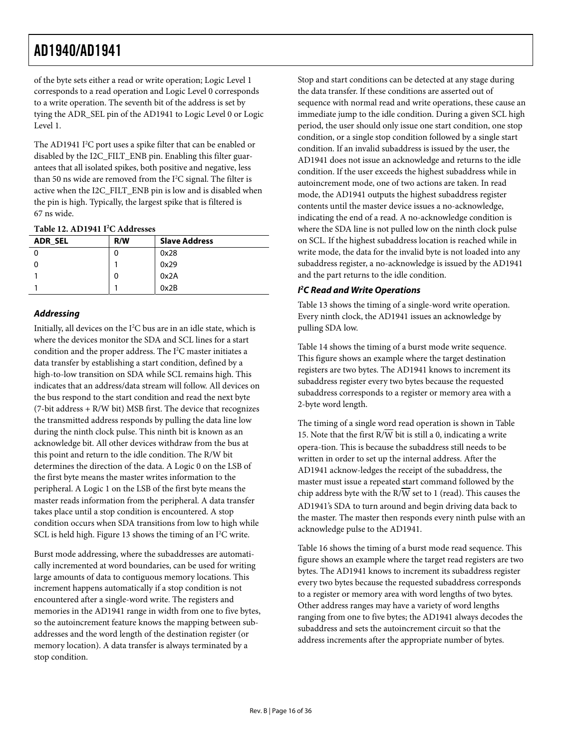of the byte sets either a read or write operation; Logic Level 1 corresponds to a read operation and Logic Level 0 corresponds to a write operation. The seventh bit of the address is set by tying the ADR_SEL pin of the AD1941 to Logic Level 0 or Logic Level 1.

The AD1941 I²C port uses a spike filter that can be enabled or disabled by the I2C_FILT_ENB pin. Enabling this filter guarantees that all isolated spikes, both positive and negative, less than 50 ns wide are removed from the I²C signal. The filter is active when the I2C_FILT_ENB pin is low and is disabled when the pin is high. Typically, the largest spike that is filtered is 67 ns wide.

**Table 12. AD1941 I²C Addresses**

| ADR_SEL | R/W | Slave Address |
|---|---|---|
| 0 | 0 | 0x28 |
| 0 | 1 | 0x29 |
| 1 | 0 | 0x2A |
| 1 | 1 | 0x2B |

### *Addressing*

Initially, all devices on the I²C bus are in an idle state, which is where the devices monitor the SDA and SCL lines for a start condition and the proper address. The I²C master initiates a data transfer by establishing a start condition, defined by a high-to-low transition on SDA while SCL remains high. This indicates that an address/data stream will follow. All devices on the bus respond to the start condition and read the next byte (7-bit address + R/W bit) MSB first. The device that recognizes the transmitted address responds by pulling the data line low during the ninth clock pulse. This ninth bit is known as an acknowledge bit. All other devices withdraw from the bus at this point and return to the idle condition. The R/W bit determines the direction of the data. A Logic 0 on the LSB of the first byte means the master writes information to the peripheral. A Logic 1 on the LSB of the first byte means the master reads information from the peripheral. A data transfer takes place until a stop condition is encountered. A stop condition occurs when SDA transitions from low to high while SCL is held high. Figure 13 shows the timing of an I²C write.

Burst mode addressing, where the subaddresses are automatically incremented at word boundaries, can be used for writing large amounts of data to contiguous memory locations. This increment happens automatically if a stop condition is not encountered after a single-word write. The registers and memories in the AD1941 range in width from one to five bytes, so the autoincrement feature knows the mapping between subaddresses and the word length of the destination register (or memory location). A data transfer is always terminated by a stop condition.

Stop and start conditions can be detected at any stage during the data transfer. If these conditions are asserted out of sequence with normal read and write operations, these cause an immediate jump to the idle condition. During a given SCL high period, the user should only issue one start condition, one stop condition, or a single stop condition followed by a single start condition. If an invalid subaddress is issued by the user, the AD1941 does not issue an acknowledge and returns to the idle condition. If the user exceeds the highest subaddress while in autoincrement mode, one of two actions are taken. In read mode, the AD1941 outputs the highest subaddress register contents until the master device issues a no-acknowledge, indicating the end of a read. A no-acknowledge condition is where the SDA line is not pulled low on the ninth clock pulse on SCL. If the highest subaddress location is reached while in write mode, the data for the invalid byte is not loaded into any subaddress register, a no-acknowledge is issued by the AD1941 and the part returns to the idle condition.

### *I²C Read and Write Operations*

Table 13 shows the timing of a single-word write operation. Every ninth clock, the AD1941 issues an acknowledge by pulling SDA low.

Table 14 shows the timing of a burst mode write sequence. This figure shows an example where the target destination registers are two bytes. The AD1941 knows to increment its subaddress register every two bytes because the requested subaddress corresponds to a register or memory area with a 2-byte word length.

The timing of a single word read operation is shown in Table 15. Note that the first R/$\overline{W}$ bit is still a 0, indicating a write opera-tion. This is because the subaddress still needs to be written in order to set up the internal address. After the AD1941 acknow-ledges the receipt of the subaddress, the master must issue a repeated start command followed by the chip address byte with the R/$\overline{W}$ set to 1 (read). This causes the AD1941's SDA to turn around and begin driving data back to the master. The master then responds every ninth pulse with an acknowledge pulse to the AD1941.

Table 16 shows the timing of a burst mode read sequence. This figure shows an example where the target read registers are two bytes. The AD1941 knows to increment its subaddress register every two bytes because the requested subaddress corresponds to a register or memory area with word lengths of two bytes. Other address ranges may have a variety of word lengths ranging from one to five bytes; the AD1941 always decodes the subaddress and sets the autoincrement circuit so that the address increments after the appropriate number of bytes.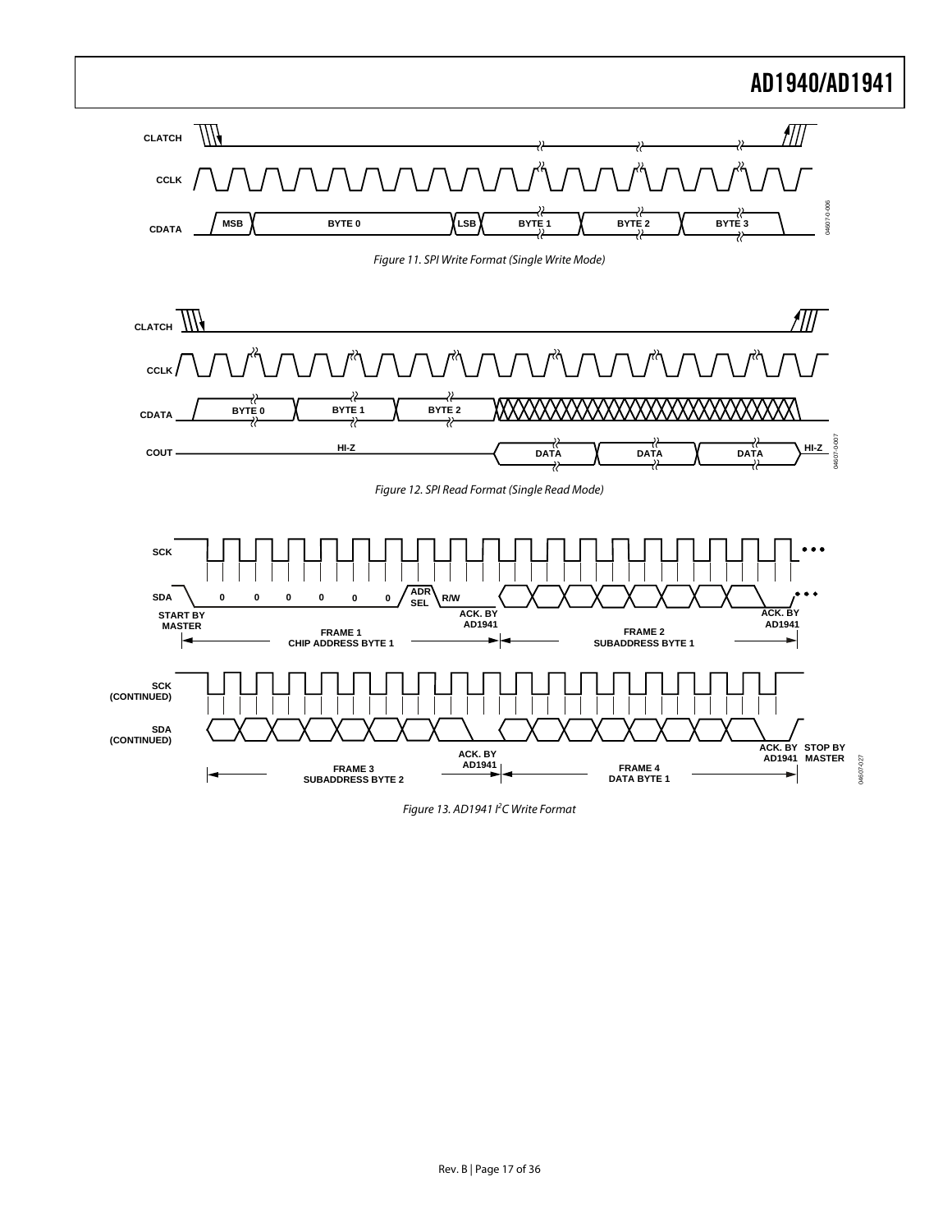Figure 11. SPI Write Format (Single Write Mode)

Figure 12. SPI Read Format (Single Read Mode)

Figure 13. AD1941 I²C Write Format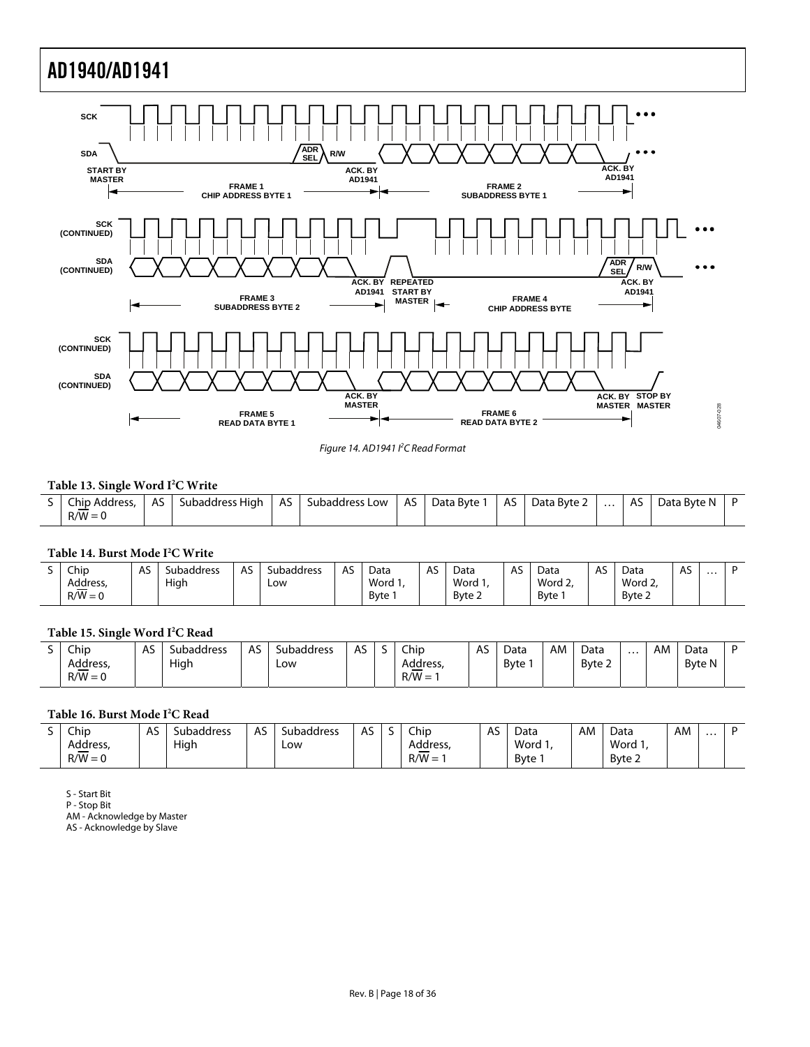Figure 14. AD1941 I²C Read Format

**Table 13. Single Word I²C Write**

| S | Chip Address, R/W̄ = 0 | AS | Subaddress High | AS | Subaddress Low | AS | Data Byte 1 | AS | Data Byte 2 | … | AS | Data Byte N | P |
|---|---|---|---|---|---|---|---|---|---|---|---|---|---|

**Table 14. Burst Mode I²C Write**

| S | Chip Address, R/W̄ = 0 | AS | Subaddress High | AS | Subaddress Low | AS | Data Word 1, Byte 1 | AS | Data Word 1, Byte 2 | AS | Data Word 2, Byte 1 | AS | Data Word 2, Byte 2 | AS | … | P |
|---|---|---|---|---|---|---|---|---|---|---|---|---|---|---|---|---|

**Table 15. Single Word I²C Read**

| S | Chip Address, R/W̄ = 0 | AS | Subaddress High | AS | Subaddress Low | AS | S | Chip Address, R/W̄ = 1 | AS | Data Byte 1 | AM | Data Byte 2 | … | AM | Data Byte N | P |
|---|---|---|---|---|---|---|---|---|---|---|---|---|---|---|---|---|

**Table 16. Burst Mode I²C Read**

| S | Chip Address, R/W̄ = 0 | AS | Subaddress High | AS | Subaddress Low | AS | S | Chip Address, R/W̄ = 1 | AS | Data Word 1, Byte 1 | AM | Data Word 1, Byte 2 | AM | … | P |
|---|---|---|---|---|---|---|---|---|---|---|---|---|---|---|---|

S - Start Bit
P - Stop Bit
AM - Acknowledge by Master
AS - Acknowledge by Slave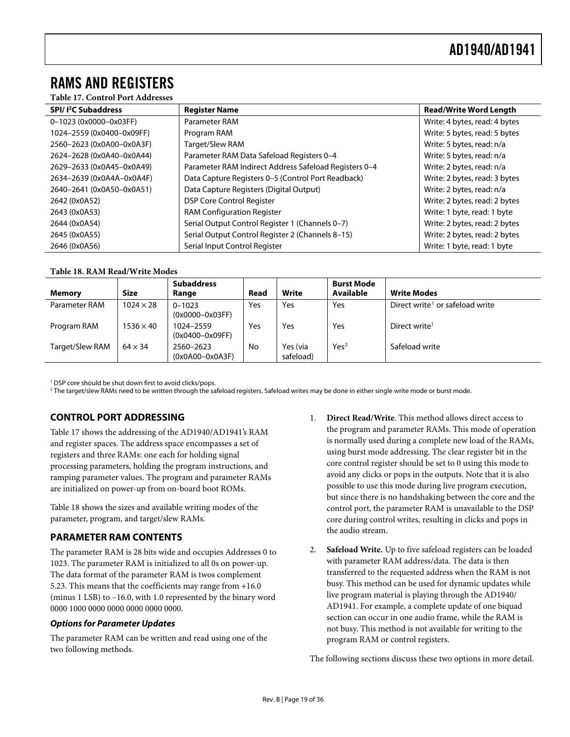# RAMS AND REGISTERS

**Table 17. Control Port Addresses**

| SPI/ I²C Subaddress | Register Name | Read/Write Word Length |
|---|---|---|
| 0–1023 (0x0000–0x03FF) | Parameter RAM | Write: 4 bytes, read: 4 bytes |
| 1024–2559 (0x0400–0x09FF) | Program RAM | Write: 5 bytes, read: 5 bytes |
| 2560–2623 (0x0A00–0x0A3F) | Target/Slew RAM | Write: 5 bytes, read: n/a |
| 2624–2628 (0x0A40–0x0A44) | Parameter RAM Data Safeload Registers 0–4 | Write: 5 bytes, read: n/a |
| 2629–2633 (0x0A45–0x0A49) | Parameter RAM Indirect Address Safeload Registers 0–4 | Write: 2 bytes, read: n/a |
| 2634–2639 (0x0A4A–0x0A4F) | Data Capture Registers 0–5 (Control Port Readback) | Write: 2 bytes, read: 3 bytes |
| 2640–2641 (0x0A50–0x0A51) | Data Capture Registers (Digital Output) | Write: 2 bytes, read: n/a |
| 2642 (0x0A52) | DSP Core Control Register | Write: 2 bytes, read: 2 bytes |
| 2643 (0x0A53) | RAM Configuration Register | Write: 1 byte, read: 1 byte |
| 2644 (0x0A54) | Serial Output Control Register 1 (Channels 0–7) | Write: 2 bytes, read: 2 bytes |
| 2645 (0x0A55) | Serial Output Control Register 2 (Channels 8–15) | Write: 2 bytes, read: 2 bytes |
| 2646 (0x0A56) | Serial Input Control Register | Write: 1 byte, read: 1 byte |

**Table 18. RAM Read/Write Modes**

| Memory | Size | Subaddress Range | Read | Write | Burst Mode Available | Write Modes |
|---|---|---|---|---|---|---|
| Parameter RAM | 1024 × 28 | 0–1023 (0x0000–0x03FF) | Yes | Yes | Yes | Direct write[1] or safeload write |
| Program RAM | 1536 × 40 | 1024–2559 (0x0400–0x09FF) | Yes | Yes | Yes | Direct write[1] |
| Target/Slew RAM | 64 × 34 | 2560–2623 (0x0A00–0x0A3F) | No | Yes (via safeload) | Yes[2] | Safeload write |

[1] DSP core should be shut down first to avoid clicks/pops.
[2] The target/slew RAMs need to be written through the safeload registers. Safeload writes may be done in either single write mode or burst mode.

## CONTROL PORT ADDRESSING

Table 17 shows the addressing of the AD1940/AD1941's RAM and register spaces. The address space encompasses a set of registers and three RAMs: one each for holding signal processing parameters, holding the program instructions, and ramping parameter values. The program and parameter RAMs are initialized on power-up from on-board boot ROMs.

Table 18 shows the sizes and available writing modes of the parameter, program, and target/slew RAMs.

## PARAMETER RAM CONTENTS

The parameter RAM is 28 bits wide and occupies Addresses 0 to 1023. The parameter RAM is initialized to all 0s on power-up. The data format of the parameter RAM is twos complement 5.23. This means that the coefficients may range from +16.0 (minus 1 LSB) to −16.0, with 1.0 represented by the binary word 0000 1000 0000 0000 0000 0000 0000.

### *Options for Parameter Updates*

The parameter RAM can be written and read using one of the two following methods.

1. **Direct Read/Write**. This method allows direct access to the program and parameter RAMs. This mode of operation is normally used during a complete new load of the RAMs, using burst mode addressing. The clear register bit in the core control register should be set to 0 using this mode to avoid any clicks or pops in the outputs. Note that it is also possible to use this mode during live program execution, but since there is no handshaking between the core and the control port, the parameter RAM is unavailable to the DSP core during control writes, resulting in clicks and pops in the audio stream.
2. **Safeload Write.** Up to five safeload registers can be loaded with parameter RAM address/data. The data is then transferred to the requested address when the RAM is not busy. This method can be used for dynamic updates while live program material is playing through the AD1940/AD1941. For example, a complete update of one biquad section can occur in one audio frame, while the RAM is not busy. This method is not available for writing to the program RAM or control registers.

The following sections discuss these two options in more detail.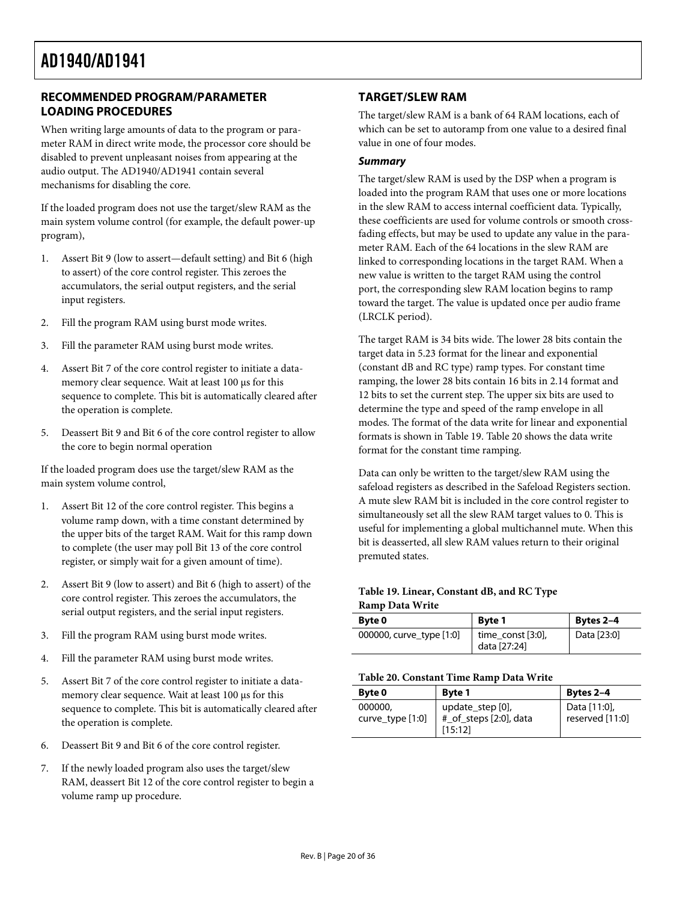## RECOMMENDED PROGRAM/PARAMETER LOADING PROCEDURES

When writing large amounts of data to the program or parameter RAM in direct write mode, the processor core should be disabled to prevent unpleasant noises from appearing at the audio output. The AD1940/AD1941 contain several mechanisms for disabling the core.

If the loaded program does not use the target/slew RAM as the main system volume control (for example, the default power-up program),

1. Assert Bit 9 (low to assert—default setting) and Bit 6 (high to assert) of the core control register. This zeroes the accumulators, the serial output registers, and the serial input registers.
2. Fill the program RAM using burst mode writes.
3. Fill the parameter RAM using burst mode writes.
4. Assert Bit 7 of the core control register to initiate a data-memory clear sequence. Wait at least 100 µs for this sequence to complete. This bit is automatically cleared after the operation is complete.
5. Deassert Bit 9 and Bit 6 of the core control register to allow the core to begin normal operation

If the loaded program does use the target/slew RAM as the main system volume control,

1. Assert Bit 12 of the core control register. This begins a volume ramp down, with a time constant determined by the upper bits of the target RAM. Wait for this ramp down to complete (the user may poll Bit 13 of the core control register, or simply wait for a given amount of time).
2. Assert Bit 9 (low to assert) and Bit 6 (high to assert) of the core control register. This zeroes the accumulators, the serial output registers, and the serial input registers.
3. Fill the program RAM using burst mode writes.
4. Fill the parameter RAM using burst mode writes.
5. Assert Bit 7 of the core control register to initiate a data-memory clear sequence. Wait at least 100 µs for this sequence to complete. This bit is automatically cleared after the operation is complete.
6. Deassert Bit 9 and Bit 6 of the core control register.
7. If the newly loaded program also uses the target/slew RAM, deassert Bit 12 of the core control register to begin a volume ramp up procedure.

## TARGET/SLEW RAM

The target/slew RAM is a bank of 64 RAM locations, each of which can be set to autoramp from one value to a desired final value in one of four modes.

### *Summary*

The target/slew RAM is used by the DSP when a program is loaded into the program RAM that uses one or more locations in the slew RAM to access internal coefficient data. Typically, these coefficients are used for volume controls or smooth cross-fading effects, but may be used to update any value in the parameter RAM. Each of the 64 locations in the slew RAM are linked to corresponding locations in the target RAM. When a new value is written to the target RAM using the control port, the corresponding slew RAM location begins to ramp toward the target. The value is updated once per audio frame (LRCLK period).

The target RAM is 34 bits wide. The lower 28 bits contain the target data in 5.23 format for the linear and exponential (constant dB and RC type) ramp types. For constant time ramping, the lower 28 bits contain 16 bits in 2.14 format and 12 bits to set the current step. The upper six bits are used to determine the type and speed of the ramp envelope in all modes. The format of the data write for linear and exponential formats is shown in Table 19. Table 20 shows the data write format for the constant time ramping.

Data can only be written to the target/slew RAM using the safeload registers as described in the Safeload Registers section. A mute slew RAM bit is included in the core control register to simultaneously set all the slew RAM target values to 0. This is useful for implementing a global multichannel mute. When this bit is deasserted, all slew RAM values return to their original premuted states.

**Table 19. Linear, Constant dB, and RC Type Ramp Data Write**

| Byte 0 | Byte 1 | Bytes 2–4 |
|---|---|---|
| 000000, curve_type [1:0] | time_const [3:0], data [27:24] | Data [23:0] |

**Table 20. Constant Time Ramp Data Write**

| Byte 0 | Byte 1 | Bytes 2–4 |
|---|---|---|
| 000000, curve_type [1:0] | update_step [0], #_of_steps [2:0], data [15:12] | Data [11:0], reserved [11:0] |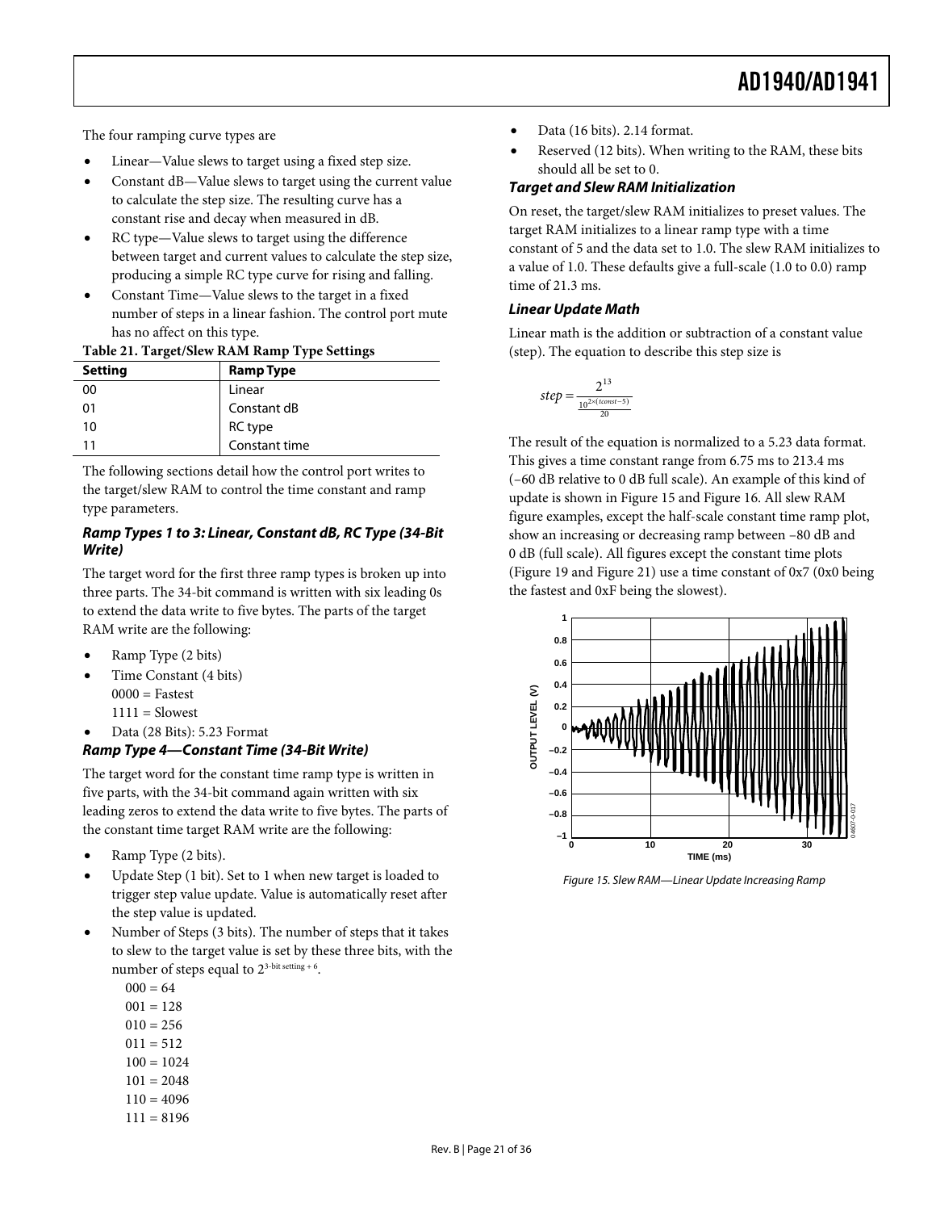The four ramping curve types are

- Linear—Value slews to target using a fixed step size.
- Constant dB—Value slews to target using the current value to calculate the step size. The resulting curve has a constant rise and decay when measured in dB.
- RC type—Value slews to target using the difference between target and current values to calculate the step size, producing a simple RC type curve for rising and falling.
- Constant Time—Value slews to the target in a fixed number of steps in a linear fashion. The control port mute has no affect on this type.

**Table 21. Target/Slew RAM Ramp Type Settings**

| Setting | Ramp Type |
|---|---|
| 00 | Linear |
| 01 | Constant dB |
| 10 | RC type |
| 11 | Constant time |

The following sections detail how the control port writes to the target/slew RAM to control the time constant and ramp type parameters.

### Ramp Types 1 to 3: Linear, Constant dB, RC Type (34-Bit Write)

The target word for the first three ramp types is broken up into three parts. The 34-bit command is written with six leading 0s to extend the data write to five bytes. The parts of the target RAM write are the following:

- Ramp Type (2 bits)
- Time Constant (4 bits)
  0000 = Fastest
  1111 = Slowest
- Data (28 Bits): 5.23 Format

### Ramp Type 4—Constant Time (34-Bit Write)

The target word for the constant time ramp type is written in five parts, with the 34-bit command again written with six leading zeros to extend the data write to five bytes. The parts of the constant time target RAM write are the following:

- Ramp Type (2 bits).
- Update Step (1 bit). Set to 1 when new target is loaded to trigger step value update. Value is automatically reset after the step value is updated.
- Number of Steps (3 bits). The number of steps that it takes to slew to the target value is set by these three bits, with the number of steps equal to $2^{\text{3-bit setting + 6}}$.
  000 = 64
  001 = 128
  010 = 256
  011 = 512
  100 = 1024
  101 = 2048
  110 = 4096
  111 = 8196
- Data (16 bits). 2.14 format.
- Reserved (12 bits). When writing to the RAM, these bits should all be set to 0.

### Target and Slew RAM Initialization

On reset, the target/slew RAM initializes to preset values. The target RAM initializes to a linear ramp type with a time constant of 5 and the data set to 1.0. The slew RAM initializes to a value of 1.0. These defaults give a full-scale (1.0 to 0.0) ramp time of 21.3 ms.

### Linear Update Math

Linear math is the addition or subtraction of a constant value (step). The equation to describe this step size is

$$step = \frac{2^{13}}{10^{\frac{2\times(tconst-5)}{20}}}$$

The result of the equation is normalized to a 5.23 data format. This gives a time constant range from 6.75 ms to 213.4 ms (−60 dB relative to 0 dB full scale). An example of this kind of update is shown in Figure 15 and Figure 16. All slew RAM figure examples, except the half-scale constant time ramp plot, show an increasing or decreasing ramp between −80 dB and 0 dB (full scale). All figures except the constant time plots (Figure 19 and Figure 21) use a time constant of 0x7 (0x0 being the fastest and 0xF being the slowest).

Figure 15. Slew RAM—Linear Update Increasing Ramp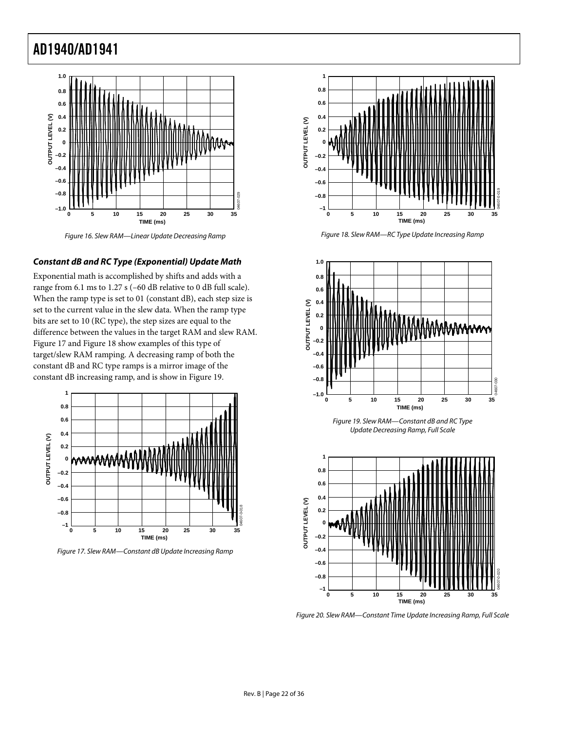Figure 16. Slew RAM—Linear Update Decreasing Ramp

### *Constant dB and RC Type (Exponential) Update Math*

Exponential math is accomplished by shifts and adds with a range from 6.1 ms to 1.27 s (−60 dB relative to 0 dB full scale). When the ramp type is set to 01 (constant dB), each step size is set to the current value in the slew data. When the ramp type bits are set to 10 (RC type), the step sizes are equal to the difference between the values in the target RAM and slew RAM. Figure 17 and Figure 18 show examples of this type of target/slew RAM ramping. A decreasing ramp of both the constant dB and RC type ramps is a mirror image of the constant dB increasing ramp, and is show in Figure 19.

Figure 17. Slew RAM—Constant dB Update Increasing Ramp

Figure 18. Slew RAM—RC Type Update Increasing Ramp

Figure 19. Slew RAM—Constant dB and RC Type Update Decreasing Ramp, Full Scale

Figure 20. Slew RAM—Constant Time Update Increasing Ramp, Full Scale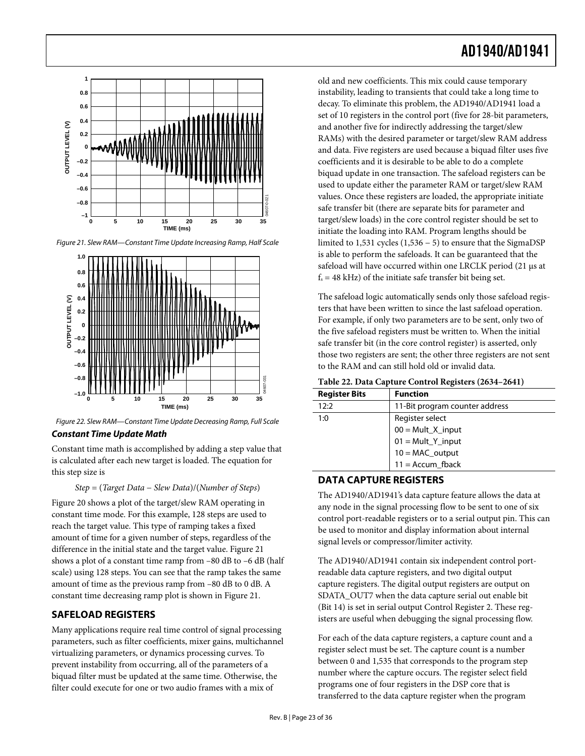Figure 21. Slew RAM—Constant Time Update Increasing Ramp, Half Scale

Figure 22. Slew RAM—Constant Time Update Decreasing Ramp, Full Scale

### Constant Time Update Math

Constant time math is accomplished by adding a step value that is calculated after each new target is loaded. The equation for this step size is

*Step* = (*Target Data* – *Slew Data*)/(*Number of Steps*)

Figure 20 shows a plot of the target/slew RAM operating in constant time mode. For this example, 128 steps are used to reach the target value. This type of ramping takes a fixed amount of time for a given number of steps, regardless of the difference in the initial state and the target value. Figure 21 shows a plot of a constant time ramp from −80 dB to −6 dB (half scale) using 128 steps. You can see that the ramp takes the same amount of time as the previous ramp from −80 dB to 0 dB. A constant time decreasing ramp plot is shown in Figure 21.

## SAFELOAD REGISTERS

Many applications require real time control of signal processing parameters, such as filter coefficients, mixer gains, multichannel virtualizing parameters, or dynamics processing curves. To prevent instability from occurring, all of the parameters of a biquad filter must be updated at the same time. Otherwise, the filter could execute for one or two audio frames with a mix of old and new coefficients. This mix could cause temporary instability, leading to transients that could take a long time to decay. To eliminate this problem, the AD1940/AD1941 load a set of 10 registers in the control port (five for 28-bit parameters, and another five for indirectly addressing the target/slew RAMs) with the desired parameter or target/slew RAM address and data. Five registers are used because a biquad filter uses five coefficients and it is desirable to be able to do a complete biquad update in one transaction. The safeload registers can be used to update either the parameter RAM or target/slew RAM values. Once these registers are loaded, the appropriate initiate safe transfer bit (there are separate bits for parameter and target/slew loads) in the core control register should be set to initiate the loading into RAM. Program lengths should be limited to 1,531 cycles (1,536 − 5) to ensure that the SigmaDSP is able to perform the safeloads. It can be guaranteed that the safeload will have occurred within one LRCLK period (21 μs at $f_s$ = 48 kHz) of the initiate safe transfer bit being set.

The safeload logic automatically sends only those safeload registers that have been written to since the last safeload operation. For example, if only two parameters are to be sent, only two of the five safeload registers must be written to. When the initial safe transfer bit (in the core control register) is asserted, only those two registers are sent; the other three registers are not sent to the RAM and can still hold old or invalid data.

**Table 22. Data Capture Control Registers (2634–2641)**

| Register Bits | Function |
|---|---|
| 12:2 | 11-Bit program counter address |
| 1:0 | Register select<br>00 = Mult_X_input<br>01 = Mult_Y_input<br>10 = MAC_output<br>11 = Accum_fback |

## DATA CAPTURE REGISTERS

The AD1940/AD1941's data capture feature allows the data at any node in the signal processing flow to be sent to one of six control port-readable registers or to a serial output pin. This can be used to monitor and display information about internal signal levels or compressor/limiter activity.

The AD1940/AD1941 contain six independent control port-readable data capture registers, and two digital output capture registers. The digital output registers are output on SDATA_OUT7 when the data capture serial out enable bit (Bit 14) is set in serial output Control Register 2. These registers are useful when debugging the signal processing flow.

For each of the data capture registers, a capture count and a register select must be set. The capture count is a number between 0 and 1,535 that corresponds to the program step number where the capture occurs. The register select field programs one of four registers in the DSP core that is transferred to the data capture register when the program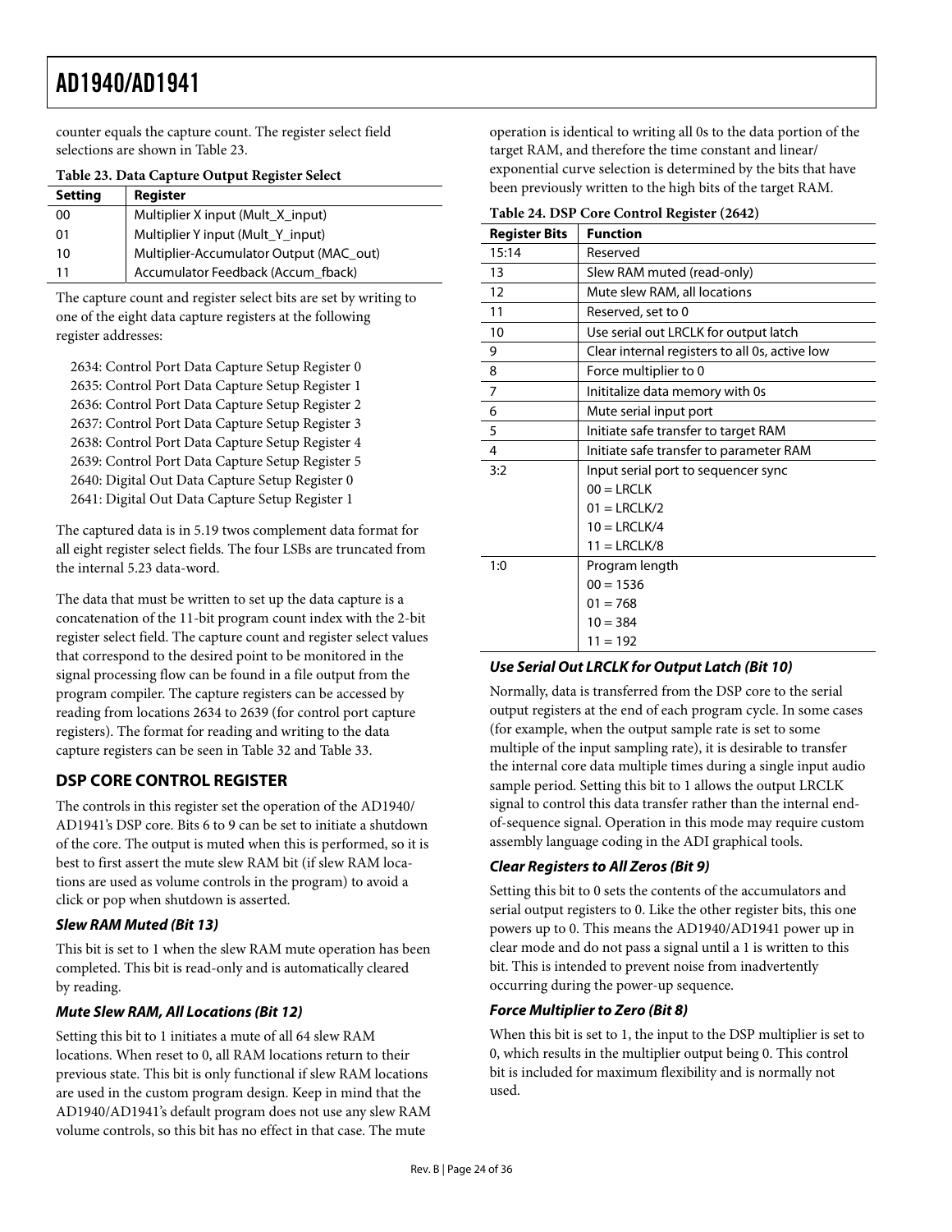counter equals the capture count. The register select field selections are shown in Table 23.

**Table 23. Data Capture Output Register Select**

| Setting | Register |
|---|---|
| 00 | Multiplier X input (Mult_X_input) |
| 01 | Multiplier Y input (Mult_Y_input) |
| 10 | Multiplier-Accumulator Output (MAC_out) |
| 11 | Accumulator Feedback (Accum_fback) |

The capture count and register select bits are set by writing to one of the eight data capture registers at the following register addresses:

2634: Control Port Data Capture Setup Register 0
2635: Control Port Data Capture Setup Register 1
2636: Control Port Data Capture Setup Register 2
2637: Control Port Data Capture Setup Register 3
2638: Control Port Data Capture Setup Register 4
2639: Control Port Data Capture Setup Register 5
2640: Digital Out Data Capture Setup Register 0
2641: Digital Out Data Capture Setup Register 1

The captured data is in 5.19 twos complement data format for all eight register select fields. The four LSBs are truncated from the internal 5.23 data-word.

The data that must be written to set up the data capture is a concatenation of the 11-bit program count index with the 2-bit register select field. The capture count and register select values that correspond to the desired point to be monitored in the signal processing flow can be found in a file output from the program compiler. The capture registers can be accessed by reading from locations 2634 to 2639 (for control port capture registers). The format for reading and writing to the data capture registers can be seen in Table 32 and Table 33.

## DSP CORE CONTROL REGISTER

The controls in this register set the operation of the AD1940/AD1941's DSP core. Bits 6 to 9 can be set to initiate a shutdown of the core. The output is muted when this is performed, so it is best to first assert the mute slew RAM bit (if slew RAM locations are used as volume controls in the program) to avoid a click or pop when shutdown is asserted.

### *Slew RAM Muted (Bit 13)*

This bit is set to 1 when the slew RAM mute operation has been completed. This bit is read-only and is automatically cleared by reading.

### *Mute Slew RAM, All Locations (Bit 12)*

Setting this bit to 1 initiates a mute of all 64 slew RAM locations. When reset to 0, all RAM locations return to their previous state. This bit is only functional if slew RAM locations are used in the custom program design. Keep in mind that the AD1940/AD1941's default program does not use any slew RAM volume controls, so this bit has no effect in that case. The mute operation is identical to writing all 0s to the data portion of the target RAM, and therefore the time constant and linear/exponential curve selection is determined by the bits that have been previously written to the high bits of the target RAM.

**Table 24. DSP Core Control Register (2642)**

| Register Bits | Function |
|---|---|
| 15:14 | Reserved |
| 13 | Slew RAM muted (read-only) |
| 12 | Mute slew RAM, all locations |
| 11 | Reserved, set to 0 |
| 10 | Use serial out LRCLK for output latch |
| 9 | Clear internal registers to all 0s, active low |
| 8 | Force multiplier to 0 |
| 7 | Inititalize data memory with 0s |
| 6 | Mute serial input port |
| 5 | Initiate safe transfer to target RAM |
| 4 | Initiate safe transfer to parameter RAM |
| 3:2 | Input serial port to sequencer sync<br>00 = LRCLK<br>01 = LRCLK/2<br>10 = LRCLK/4<br>11 = LRCLK/8 |
| 1:0 | Program length<br>00 = 1536<br>01 = 768<br>10 = 384<br>11 = 192 |

### *Use Serial Out LRCLK for Output Latch (Bit 10)*

Normally, data is transferred from the DSP core to the serial output registers at the end of each program cycle. In some cases (for example, when the output sample rate is set to some multiple of the input sampling rate), it is desirable to transfer the internal core data multiple times during a single input audio sample period. Setting this bit to 1 allows the output LRCLK signal to control this data transfer rather than the internal end-of-sequence signal. Operation in this mode may require custom assembly language coding in the ADI graphical tools.

### *Clear Registers to All Zeros (Bit 9)*

Setting this bit to 0 sets the contents of the accumulators and serial output registers to 0. Like the other register bits, this one powers up to 0. This means the AD1940/AD1941 power up in clear mode and do not pass a signal until a 1 is written to this bit. This is intended to prevent noise from inadvertently occurring during the power-up sequence.

### *Force Multiplier to Zero (Bit 8)*

When this bit is set to 1, the input to the DSP multiplier is set to 0, which results in the multiplier output being 0. This control bit is included for maximum flexibility and is normally not used.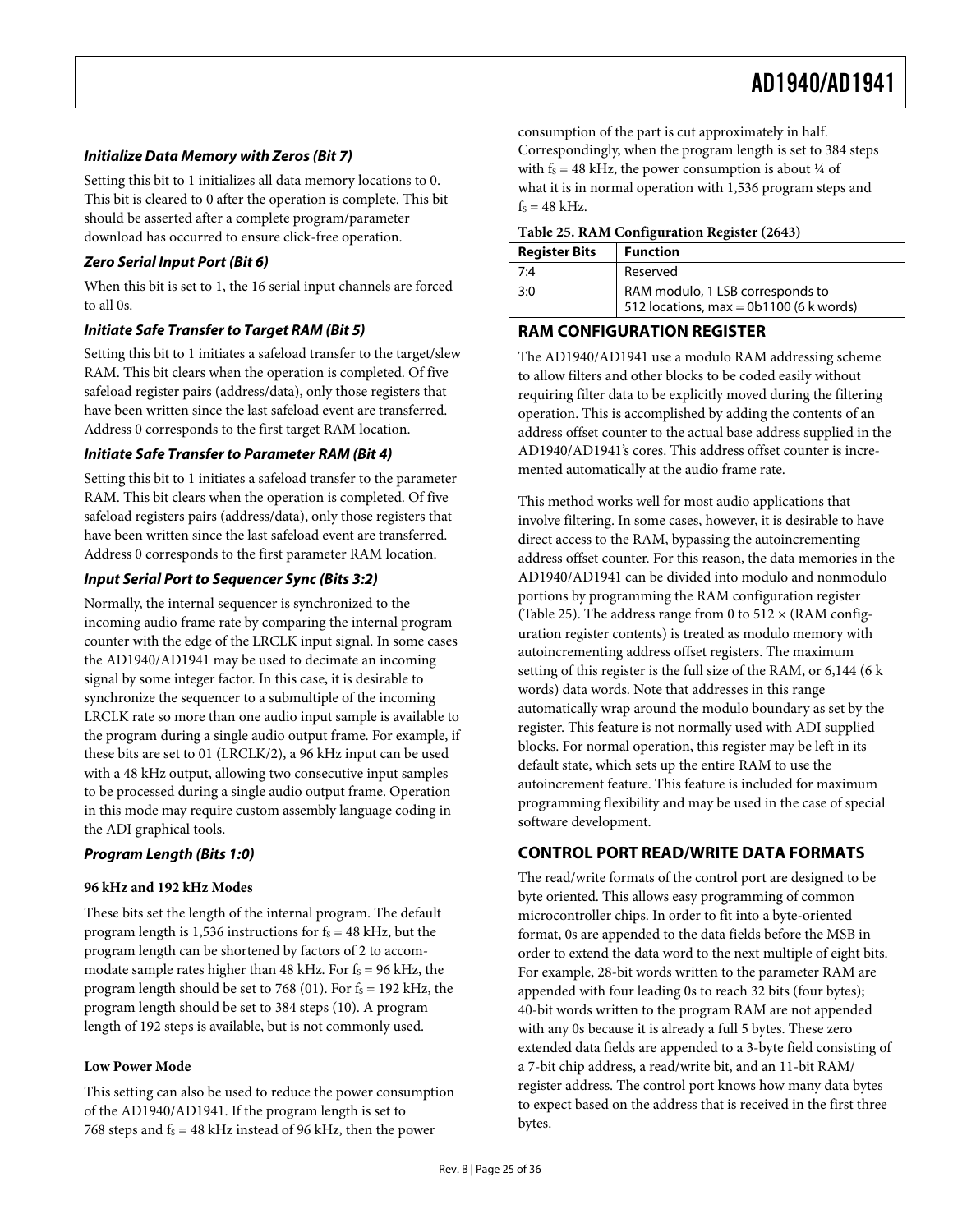#### *Initialize Data Memory with Zeros (Bit 7)*

Setting this bit to 1 initializes all data memory locations to 0. This bit is cleared to 0 after the operation is complete. This bit should be asserted after a complete program/parameter download has occurred to ensure click-free operation.

#### *Zero Serial Input Port (Bit 6)*

When this bit is set to 1, the 16 serial input channels are forced to all 0s.

#### *Initiate Safe Transfer to Target RAM (Bit 5)*

Setting this bit to 1 initiates a safeload transfer to the target/slew RAM. This bit clears when the operation is completed. Of five safeload register pairs (address/data), only those registers that have been written since the last safeload event are transferred. Address 0 corresponds to the first target RAM location.

#### *Initiate Safe Transfer to Parameter RAM (Bit 4)*

Setting this bit to 1 initiates a safeload transfer to the parameter RAM. This bit clears when the operation is completed. Of five safeload registers pairs (address/data), only those registers that have been written since the last safeload event are transferred. Address 0 corresponds to the first parameter RAM location.

#### *Input Serial Port to Sequencer Sync (Bits 3:2)*

Normally, the internal sequencer is synchronized to the incoming audio frame rate by comparing the internal program counter with the edge of the LRCLK input signal. In some cases the AD1940/AD1941 may be used to decimate an incoming signal by some integer factor. In this case, it is desirable to synchronize the sequencer to a submultiple of the incoming LRCLK rate so more than one audio input sample is available to the program during a single audio output frame. For example, if these bits are set to 01 (LRCLK/2), a 96 kHz input can be used with a 48 kHz output, allowing two consecutive input samples to be processed during a single audio output frame. Operation in this mode may require custom assembly language coding in the ADI graphical tools.

#### *Program Length (Bits 1:0)*

**96 kHz and 192 kHz Modes**

These bits set the length of the internal program. The default program length is 1,536 instructions for $f_S$ = 48 kHz, but the program length can be shortened by factors of 2 to accommodate sample rates higher than 48 kHz. For $f_S$ = 96 kHz, the program length should be set to 768 (01). For $f_S$ = 192 kHz, the program length should be set to 384 steps (10). A program length of 192 steps is available, but is not commonly used.

**Low Power Mode**

This setting can also be used to reduce the power consumption of the AD1940/AD1941. If the program length is set to 768 steps and $f_S$ = 48 kHz instead of 96 kHz, then the power consumption of the part is cut approximately in half. Correspondingly, when the program length is set to 384 steps with $f_S$ = 48 kHz, the power consumption is about ¼ of what it is in normal operation with 1,536 program steps and $f_S$ = 48 kHz.

**Table 25. RAM Configuration Register (2643)**

| Register Bits | Function |
|---|---|
| 7:4 | Reserved |
| 3:0 | RAM modulo, 1 LSB corresponds to 512 locations, max = 0b1100 (6 k words) |

## RAM CONFIGURATION REGISTER

The AD1940/AD1941 use a modulo RAM addressing scheme to allow filters and other blocks to be coded easily without requiring filter data to be explicitly moved during the filtering operation. This is accomplished by adding the contents of an address offset counter to the actual base address supplied in the AD1940/AD1941's cores. This address offset counter is incremented automatically at the audio frame rate.

This method works well for most audio applications that involve filtering. In some cases, however, it is desirable to have direct access to the RAM, bypassing the autoincrementing address offset counter. For this reason, the data memories in the AD1940/AD1941 can be divided into modulo and nonmodulo portions by programming the RAM configuration register (Table 25). The address range from 0 to 512 × (RAM configuration register contents) is treated as modulo memory with autoincrementing address offset registers. The maximum setting of this register is the full size of the RAM, or 6,144 (6 k words) data words. Note that addresses in this range automatically wrap around the modulo boundary as set by the register. This feature is not normally used with ADI supplied blocks. For normal operation, this register may be left in its default state, which sets up the entire RAM to use the autoincrement feature. This feature is included for maximum programming flexibility and may be used in the case of special software development.

## CONTROL PORT READ/WRITE DATA FORMATS

The read/write formats of the control port are designed to be byte oriented. This allows easy programming of common microcontroller chips. In order to fit into a byte-oriented format, 0s are appended to the data fields before the MSB in order to extend the data word to the next multiple of eight bits. For example, 28-bit words written to the parameter RAM are appended with four leading 0s to reach 32 bits (four bytes); 40-bit words written to the program RAM are not appended with any 0s because it is already a full 5 bytes. These zero extended data fields are appended to a 3-byte field consisting of a 7-bit chip address, a read/write bit, and an 11-bit RAM/register address. The control port knows how many data bytes to expect based on the address that is received in the first three bytes.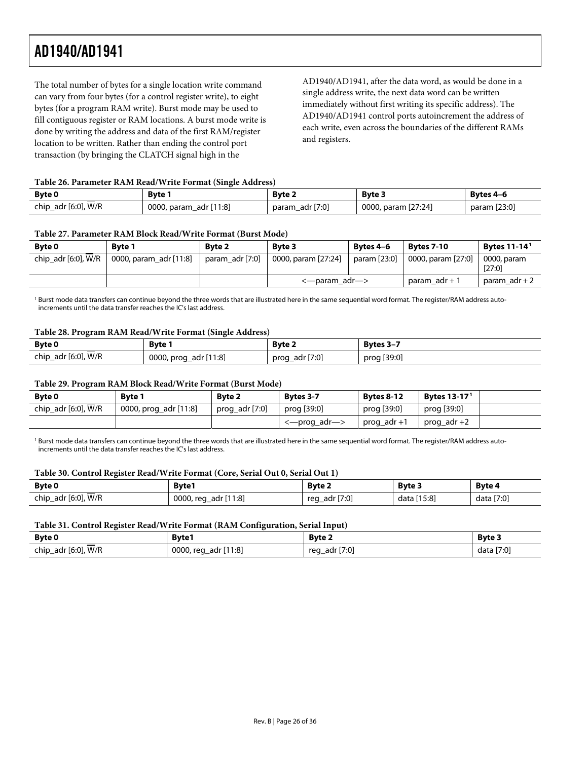The total number of bytes for a single location write command can vary from four bytes (for a control register write), to eight bytes (for a program RAM write). Burst mode may be used to fill contiguous register or RAM locations. A burst mode write is done by writing the address and data of the first RAM/register location to be written. Rather than ending the control port transaction (by bringing the CLATCH signal high in the AD1940/AD1941, after the data word, as would be done in a single address write, the next data word can be written immediately without first writing its specific address). The AD1940/AD1941 control ports autoincrement the address of each write, even across the boundaries of the different RAMs and registers.

**Table 26. Parameter RAM Read/Write Format (Single Address)**

| Byte 0 | Byte 1 | Byte 2 | Byte 3 | Bytes 4–6 |
|---|---|---|---|---|
| chip_adr [6:0], $\overline{W}$/R | 0000, param_adr [11:8] | param_adr [7:0] | 0000, param [27:24] | param [23:0] |

**Table 27. Parameter RAM Block Read/Write Format (Burst Mode)**

| Byte 0 | Byte 1 | Byte 2 | Byte 3 | Bytes 4–6 | Bytes 7-10 | Bytes 11-14[1] |
|---|---|---|---|---|---|---|
| chip_adr [6:0], $\overline{W}$/R | 0000, param_adr [11:8] | param_adr [7:0] | 0000, param [27:24] | param [23:0] | 0000, param [27:0] | 0000, param [27:0] |
| | | | <—param_adr—> | | param_adr + 1 | param_adr + 2 |

[1] Burst mode data transfers can continue beyond the three words that are illustrated here in the same sequential word format. The register/RAM address auto-increments until the data transfer reaches the IC's last address.

**Table 28. Program RAM Read/Write Format (Single Address)**

| Byte 0 | Byte 1 | Byte 2 | Bytes 3–7 |
|---|---|---|---|
| chip_adr [6:0], $\overline{W}$/R | 0000, prog_adr [11:8] | prog_adr [7:0] | prog [39:0] |

**Table 29. Program RAM Block Read/Write Format (Burst Mode)**

| Byte 0 | Byte 1 | Byte 2 | Bytes 3-7 | Bytes 8-12 | Bytes 13-17[1] | |
|---|---|---|---|---|---|---|
| chip_adr [6:0], $\overline{W}$/R | 0000, prog_adr [11:8] | prog_adr [7:0] | prog [39:0] | prog [39:0] | prog [39:0] | |
| | | | <—prog_adr—> | prog_adr +1 | prog_adr +2 | |

[1] Burst mode data transfers can continue beyond the three words that are illustrated here in the same sequential word format. The register/RAM address auto-increments until the data transfer reaches the IC's last address.

**Table 30. Control Register Read/Write Format (Core, Serial Out 0, Serial Out 1)**

| Byte 0 | Byte1 | Byte 2 | Byte 3 | Byte 4 |
|---|---|---|---|---|
| chip_adr [6:0], $\overline{W}$/R | 0000, reg_adr [11:8] | reg_adr [7:0] | data [15:8] | data [7:0] |

**Table 31. Control Register Read/Write Format (RAM Configuration, Serial Input)**

| Byte 0 | Byte1 | Byte 2 | Byte 3 |
|---|---|---|---|
| chip_adr [6:0], $\overline{W}$/R | 0000, reg_adr [11:8] | reg_adr [7:0] | data [7:0] |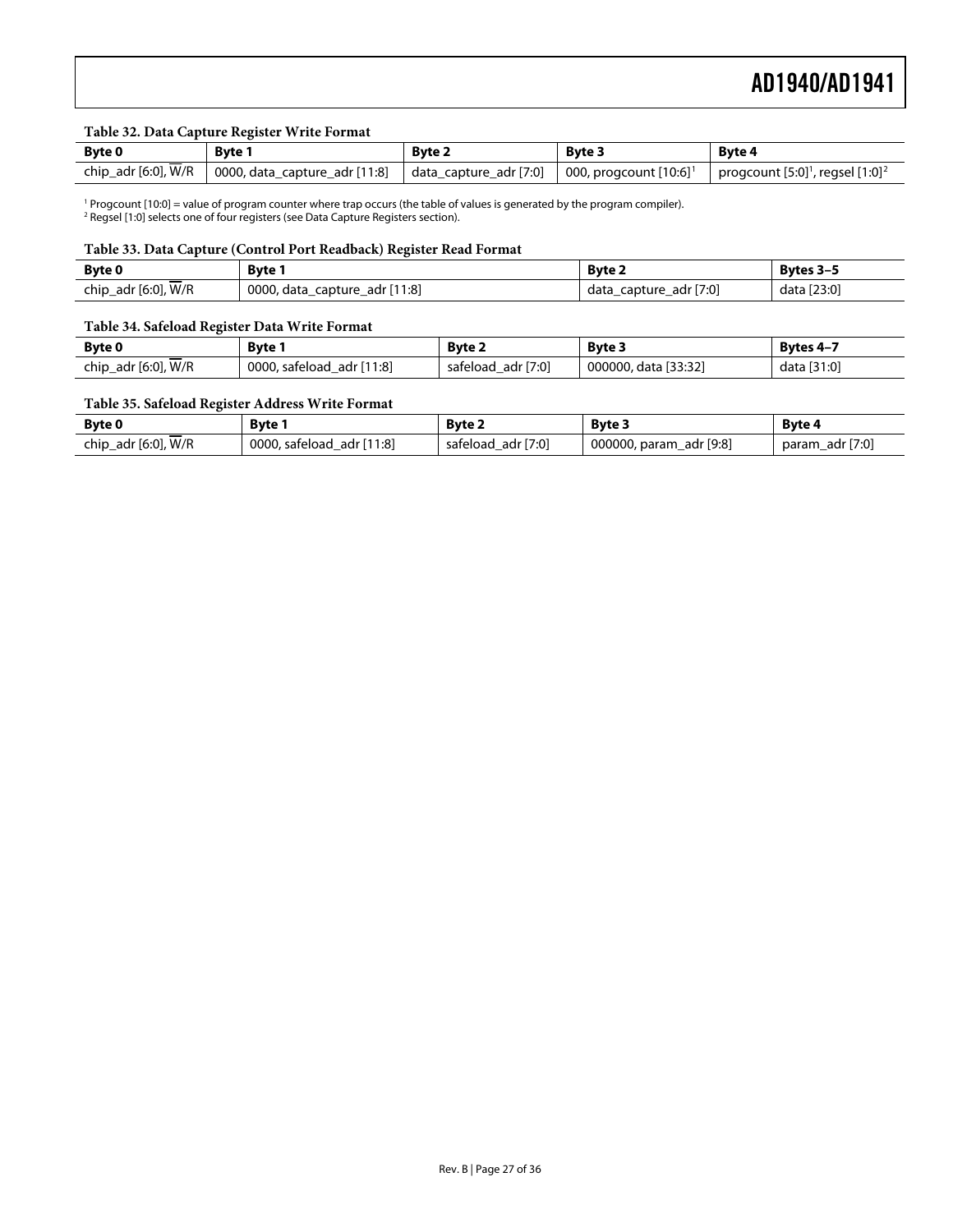**Table 32. Data Capture Register Write Format**

| Byte 0 | Byte 1 | Byte 2 | Byte 3 | Byte 4 |
|---|---|---|---|---|
| chip_adr [6:0], $\overline{W}$/R | 0000, data_capture_adr [11:8] | data_capture_adr [7:0] | 000, progcount [10:6][1] | progcount [5:0][1], regsel [1:0][2] |

[1] Progcount [10:0] = value of program counter where trap occurs (the table of values is generated by the program compiler).
[2] Regsel [1:0] selects one of four registers (see Data Capture Registers section).

**Table 33. Data Capture (Control Port Readback) Register Read Format**

| Byte 0 | Byte 1 | Byte 2 | Bytes 3–5 |
|---|---|---|---|
| chip_adr [6:0], $\overline{W}$/R | 0000, data_capture_adr [11:8] | data_capture_adr [7:0] | data [23:0] |

**Table 34. Safeload Register Data Write Format**

| Byte 0 | Byte 1 | Byte 2 | Byte 3 | Bytes 4–7 |
|---|---|---|---|---|
| chip_adr [6:0], $\overline{W}$/R | 0000, safeload_adr [11:8] | safeload_adr [7:0] | 000000, data [33:32] | data [31:0] |

**Table 35. Safeload Register Address Write Format**

| Byte 0 | Byte 1 | Byte 2 | Byte 3 | Byte 4 |
|---|---|---|---|---|
| chip_adr [6:0], $\overline{W}$/R | 0000, safeload_adr [11:8] | safeload_adr [7:0] | 000000, param_adr [9:8] | param_adr [7:0] |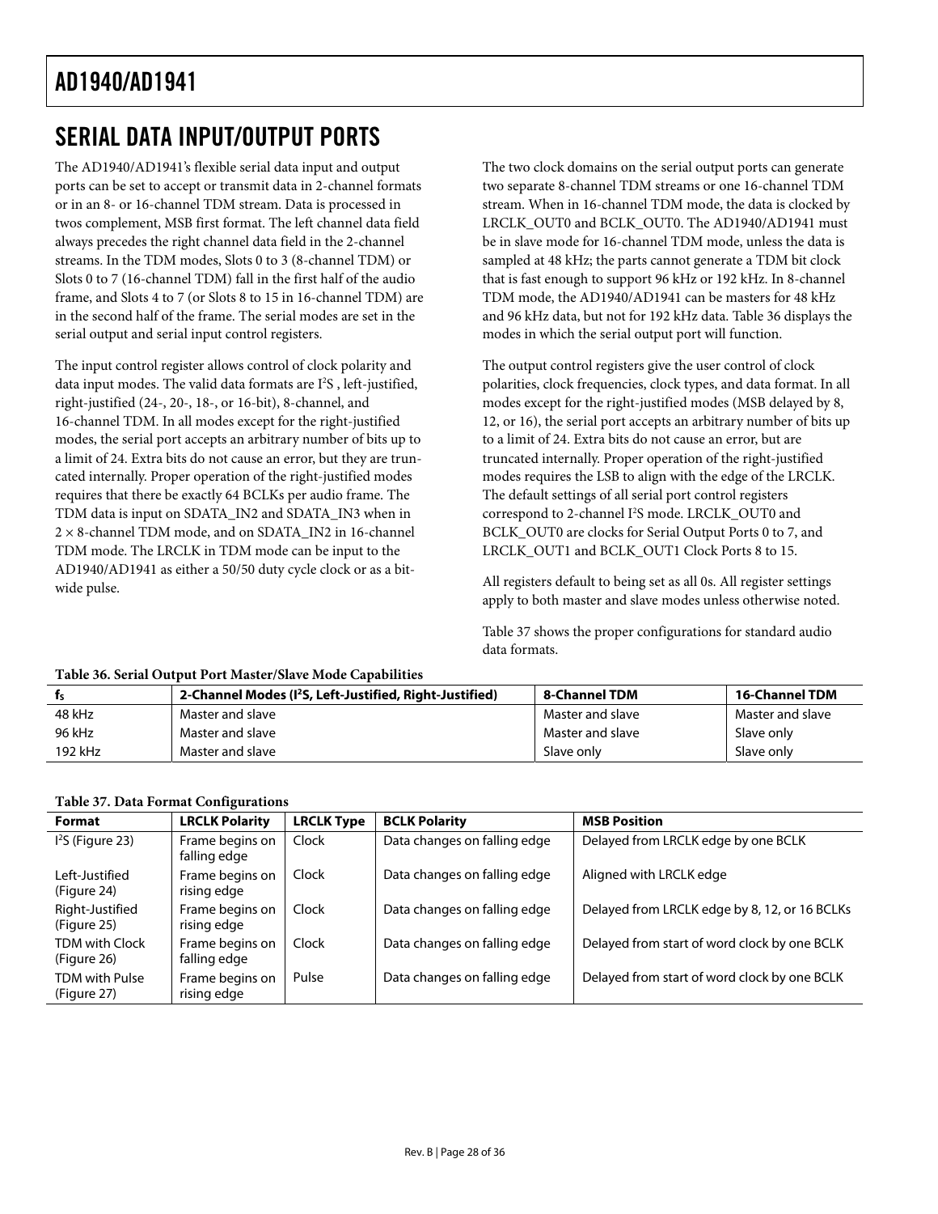## SERIAL DATA INPUT/OUTPUT PORTS

The AD1940/AD1941's flexible serial data input and output ports can be set to accept or transmit data in 2-channel formats or in an 8- or 16-channel TDM stream. Data is processed in twos complement, MSB first format. The left channel data field always precedes the right channel data field in the 2-channel streams. In the TDM modes, Slots 0 to 3 (8-channel TDM) or Slots 0 to 7 (16-channel TDM) fall in the first half of the audio frame, and Slots 4 to 7 (or Slots 8 to 15 in 16-channel TDM) are in the second half of the frame. The serial modes are set in the serial output and serial input control registers.

The input control register allows control of clock polarity and data input modes. The valid data formats are I$^2$S , left-justified, right-justified (24-, 20-, 18-, or 16-bit), 8-channel, and 16-channel TDM. In all modes except for the right-justified modes, the serial port accepts an arbitrary number of bits up to a limit of 24. Extra bits do not cause an error, but they are truncated internally. Proper operation of the right-justified modes requires that there be exactly 64 BCLKs per audio frame. The TDM data is input on SDATA_IN2 and SDATA_IN3 when in 2 × 8-channel TDM mode, and on SDATA_IN2 in 16-channel TDM mode. The LRCLK in TDM mode can be input to the AD1940/AD1941 as either a 50/50 duty cycle clock or as a bit-wide pulse.

The two clock domains on the serial output ports can generate two separate 8-channel TDM streams or one 16-channel TDM stream. When in 16-channel TDM mode, the data is clocked by LRCLK_OUT0 and BCLK_OUT0. The AD1940/AD1941 must be in slave mode for 16-channel TDM mode, unless the data is sampled at 48 kHz; the parts cannot generate a TDM bit clock that is fast enough to support 96 kHz or 192 kHz. In 8-channel TDM mode, the AD1940/AD1941 can be masters for 48 kHz and 96 kHz data, but not for 192 kHz data. Table 36 displays the modes in which the serial output port will function.

The output control registers give the user control of clock polarities, clock frequencies, clock types, and data format. In all modes except for the right-justified modes (MSB delayed by 8, 12, or 16), the serial port accepts an arbitrary number of bits up to a limit of 24. Extra bits do not cause an error, but are truncated internally. Proper operation of the right-justified modes requires the LSB to align with the edge of the LRCLK. The default settings of all serial port control registers correspond to 2-channel I$^2$S mode. LRCLK_OUT0 and BCLK_OUT0 are clocks for Serial Output Ports 0 to 7, and LRCLK_OUT1 and BCLK_OUT1 Clock Ports 8 to 15.

All registers default to being set as all 0s. All register settings apply to both master and slave modes unless otherwise noted.

Table 37 shows the proper configurations for standard audio data formats.

**Table 36. Serial Output Port Master/Slave Mode Capabilities**

| $f_S$ | 2-Channel Modes (I$^2$S, Left-Justified, Right-Justified) | 8-Channel TDM | 16-Channel TDM |
|---|---|---|---|
| 48 kHz | Master and slave | Master and slave | Master and slave |
| 96 kHz | Master and slave | Master and slave | Slave only |
| 192 kHz | Master and slave | Slave only | Slave only |

**Table 37. Data Format Configurations**

| Format | LRCLK Polarity | LRCLK Type | BCLK Polarity | MSB Position |
|---|---|---|---|---|
| I$^2$S (Figure 23) | Frame begins on falling edge | Clock | Data changes on falling edge | Delayed from LRCLK edge by one BCLK |
| Left-Justified (Figure 24) | Frame begins on rising edge | Clock | Data changes on falling edge | Aligned with LRCLK edge |
| Right-Justified (Figure 25) | Frame begins on rising edge | Clock | Data changes on falling edge | Delayed from LRCLK edge by 8, 12, or 16 BCLKs |
| TDM with Clock (Figure 26) | Frame begins on falling edge | Clock | Data changes on falling edge | Delayed from start of word clock by one BCLK |
| TDM with Pulse (Figure 27) | Frame begins on rising edge | Pulse | Data changes on falling edge | Delayed from start of word clock by one BCLK |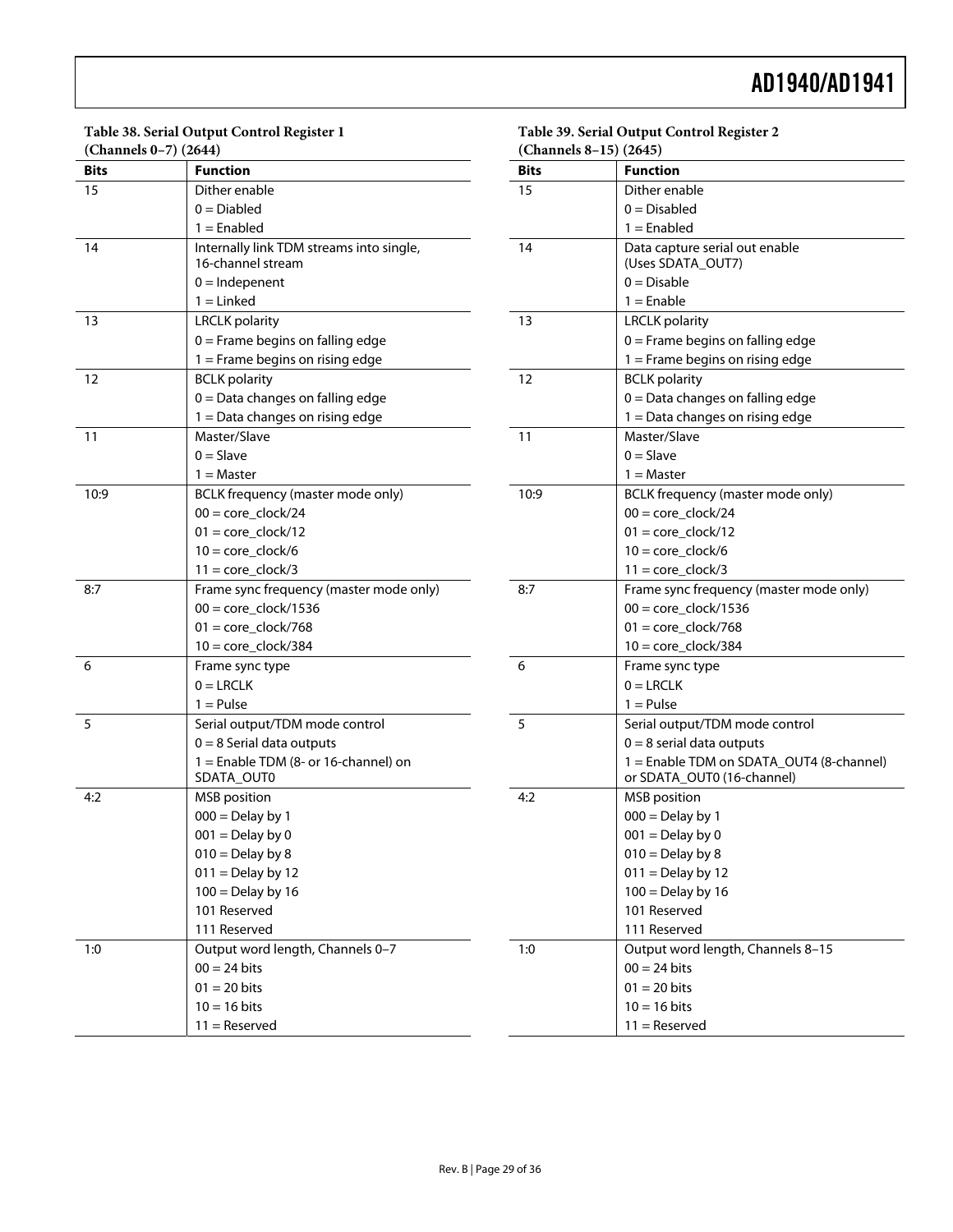**Table 38. Serial Output Control Register 1 (Channels 0–7) (2644)**

| Bits | Function |
|---|---|
| 15 | Dither enable |
| | 0 = Diabled |
| | 1 = Enabled |
| 14 | Internally link TDM streams into single, 16-channel stream |
| | 0 = Indepenent |
| | 1 = Linked |
| 13 | LRCLK polarity |
| | 0 = Frame begins on falling edge |
| | 1 = Frame begins on rising edge |
| 12 | BCLK polarity |
| | 0 = Data changes on falling edge |
| | 1 = Data changes on rising edge |
| 11 | Master/Slave |
| | 0 = Slave |
| | 1 = Master |
| 10:9 | BCLK frequency (master mode only) |
| | 00 = core_clock/24 |
| | 01 = core_clock/12 |
| | 10 = core_clock/6 |
| | 11 = core_clock/3 |
| 8:7 | Frame sync frequency (master mode only) |
| | 00 = core_clock/1536 |
| | 01 = core_clock/768 |
| | 10 = core_clock/384 |
| 6 | Frame sync type |
| | 0 = LRCLK |
| | 1 = Pulse |
| 5 | Serial output/TDM mode control |
| | 0 = 8 Serial data outputs |
| | 1 = Enable TDM (8- or 16-channel) on SDATA_OUT0 |
| 4:2 | MSB position |
| | 000 = Delay by 1 |
| | 001 = Delay by 0 |
| | 010 = Delay by 8 |
| | 011 = Delay by 12 |
| | 100 = Delay by 16 |
| | 101 Reserved |
| | 111 Reserved |
| 1:0 | Output word length, Channels 0–7 |
| | 00 = 24 bits |
| | 01 = 20 bits |
| | 10 = 16 bits |
| | 11 = Reserved |

**Table 39. Serial Output Control Register 2 (Channels 8–15) (2645)**

| Bits | Function |
|---|---|
| 15 | Dither enable |
| | 0 = Disabled |
| | 1 = Enabled |
| 14 | Data capture serial out enable (Uses SDATA_OUT7) |
| | 0 = Disable |
| | 1 = Enable |
| 13 | LRCLK polarity |
| | 0 = Frame begins on falling edge |
| | 1 = Frame begins on rising edge |
| 12 | BCLK polarity |
| | 0 = Data changes on falling edge |
| | 1 = Data changes on rising edge |
| 11 | Master/Slave |
| | 0 = Slave |
| | 1 = Master |
| 10:9 | BCLK frequency (master mode only) |
| | 00 = core_clock/24 |
| | 01 = core_clock/12 |
| | 10 = core_clock/6 |
| | 11 = core_clock/3 |
| 8:7 | Frame sync frequency (master mode only) |
| | 00 = core_clock/1536 |
| | 01 = core_clock/768 |
| | 10 = core_clock/384 |
| 6 | Frame sync type |
| | 0 = LRCLK |
| | 1 = Pulse |
| 5 | Serial output/TDM mode control |
| | 0 = 8 serial data outputs |
| | 1 = Enable TDM on SDATA_OUT4 (8-channel) or SDATA_OUT0 (16-channel) |
| 4:2 | MSB position |
| | 000 = Delay by 1 |
| | 001 = Delay by 0 |
| | 010 = Delay by 8 |
| | 011 = Delay by 12 |
| | 100 = Delay by 16 |
| | 101 Reserved |
| | 111 Reserved |
| 1:0 | Output word length, Channels 8–15 |
| | 00 = 24 bits |
| | 01 = 20 bits |
| | 10 = 16 bits |
| | 11 = Reserved |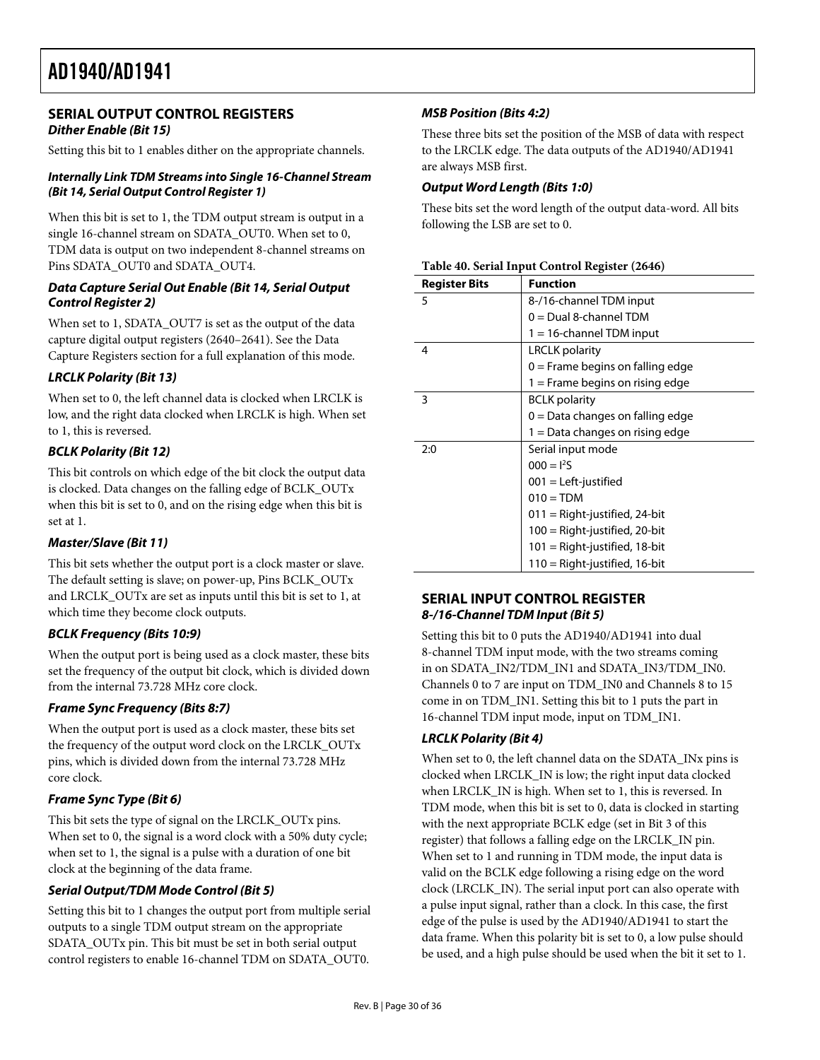## SERIAL OUTPUT CONTROL REGISTERS

### Dither Enable (Bit 15)

Setting this bit to 1 enables dither on the appropriate channels.

### Internally Link TDM Streams into Single 16-Channel Stream (Bit 14, Serial Output Control Register 1)

When this bit is set to 1, the TDM output stream is output in a single 16-channel stream on SDATA_OUT0. When set to 0, TDM data is output on two independent 8-channel streams on Pins SDATA_OUT0 and SDATA_OUT4.

### Data Capture Serial Out Enable (Bit 14, Serial Output Control Register 2)

When set to 1, SDATA_OUT7 is set as the output of the data capture digital output registers (2640–2641). See the Data Capture Registers section for a full explanation of this mode.

### LRCLK Polarity (Bit 13)

When set to 0, the left channel data is clocked when LRCLK is low, and the right data clocked when LRCLK is high. When set to 1, this is reversed.

### BCLK Polarity (Bit 12)

This bit controls on which edge of the bit clock the output data is clocked. Data changes on the falling edge of BCLK_OUTx when this bit is set to 0, and on the rising edge when this bit is set at 1.

### Master/Slave (Bit 11)

This bit sets whether the output port is a clock master or slave. The default setting is slave; on power-up, Pins BCLK_OUTx and LRCLK_OUTx are set as inputs until this bit is set to 1, at which time they become clock outputs.

### BCLK Frequency (Bits 10:9)

When the output port is being used as a clock master, these bits set the frequency of the output bit clock, which is divided down from the internal 73.728 MHz core clock.

### Frame Sync Frequency (Bits 8:7)

When the output port is used as a clock master, these bits set the frequency of the output word clock on the LRCLK_OUTx pins, which is divided down from the internal 73.728 MHz core clock.

### Frame Sync Type (Bit 6)

This bit sets the type of signal on the LRCLK_OUTx pins. When set to 0, the signal is a word clock with a 50% duty cycle; when set to 1, the signal is a pulse with a duration of one bit clock at the beginning of the data frame.

### Serial Output/TDM Mode Control (Bit 5)

Setting this bit to 1 changes the output port from multiple serial outputs to a single TDM output stream on the appropriate SDATA_OUTx pin. This bit must be set in both serial output control registers to enable 16-channel TDM on SDATA_OUT0.

### MSB Position (Bits 4:2)

These three bits set the position of the MSB of data with respect to the LRCLK edge. The data outputs of the AD1940/AD1941 are always MSB first.

### Output Word Length (Bits 1:0)

These bits set the word length of the output data-word. All bits following the LSB are set to 0.

**Table 40. Serial Input Control Register (2646)**

| Register Bits | Function |
|---|---|
| 5 | 8-/16-channel TDM input<br>0 = Dual 8-channel TDM<br>1 = 16-channel TDM input |
| 4 | LRCLK polarity<br>0 = Frame begins on falling edge<br>1 = Frame begins on rising edge |
| 3 | BCLK polarity<br>0 = Data changes on falling edge<br>1 = Data changes on rising edge |
| 2:0 | Serial input mode<br>000 = I²S<br>001 = Left-justified<br>010 = TDM<br>011 = Right-justified, 24-bit<br>100 = Right-justified, 20-bit<br>101 = Right-justified, 18-bit<br>110 = Right-justified, 16-bit |

## SERIAL INPUT CONTROL REGISTER

### 8-/16-Channel TDM Input (Bit 5)

Setting this bit to 0 puts the AD1940/AD1941 into dual 8-channel TDM input mode, with the two streams coming in on SDATA_IN2/TDM_IN1 and SDATA_IN3/TDM_IN0. Channels 0 to 7 are input on TDM_IN0 and Channels 8 to 15 come in on TDM_IN1. Setting this bit to 1 puts the part in 16-channel TDM input mode, input on TDM_IN1.

### LRCLK Polarity (Bit 4)

When set to 0, the left channel data on the SDATA_INx pins is clocked when LRCLK_IN is low; the right input data clocked when LRCLK_IN is high. When set to 1, this is reversed. In TDM mode, when this bit is set to 0, data is clocked in starting with the next appropriate BCLK edge (set in Bit 3 of this register) that follows a falling edge on the LRCLK_IN pin. When set to 1 and running in TDM mode, the input data is valid on the BCLK edge following a rising edge on the word clock (LRCLK_IN). The serial input port can also operate with a pulse input signal, rather than a clock. In this case, the first edge of the pulse is used by the AD1940/AD1941 to start the data frame. When this polarity bit is set to 0, a low pulse should be used, and a high pulse should be used when the bit it set to 1.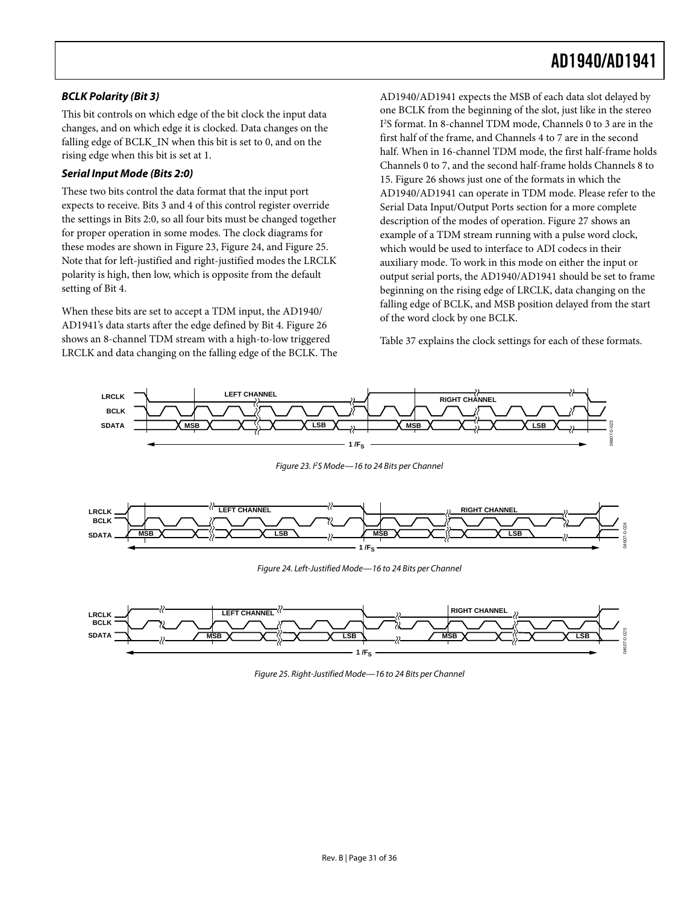### *BCLK Polarity (Bit 3)*

This bit controls on which edge of the bit clock the input data changes, and on which edge it is clocked. Data changes on the falling edge of BCLK_IN when this bit is set to 0, and on the rising edge when this bit is set at 1.

### *Serial Input Mode (Bits 2:0)*

These two bits control the data format that the input port expects to receive. Bits 3 and 4 of this control register override the settings in Bits 2:0, so all four bits must be changed together for proper operation in some modes. The clock diagrams for these modes are shown in Figure 23, Figure 24, and Figure 25. Note that for left-justified and right-justified modes the LRCLK polarity is high, then low, which is opposite from the default setting of Bit 4.

When these bits are set to accept a TDM input, the AD1940/AD1941's data starts after the edge defined by Bit 4. Figure 26 shows an 8-channel TDM stream with a high-to-low triggered LRCLK and data changing on the falling edge of the BCLK. The AD1940/AD1941 expects the MSB of each data slot delayed by one BCLK from the beginning of the slot, just like in the stereo I²S format. In 8-channel TDM mode, Channels 0 to 3 are in the first half of the frame, and Channels 4 to 7 are in the second half. When in 16-channel TDM mode, the first half-frame holds Channels 0 to 7, and the second half-frame holds Channels 8 to 15. Figure 26 shows just one of the formats in which the AD1940/AD1941 can operate in TDM mode. Please refer to the Serial Data Input/Output Ports section for a more complete description of the modes of operation. Figure 27 shows an example of a TDM stream running with a pulse word clock, which would be used to interface to ADI codecs in their auxiliary mode. To work in this mode on either the input or output serial ports, the AD1940/AD1941 should be set to frame beginning on the rising edge of LRCLK, data changing on the falling edge of BCLK, and MSB position delayed from the start of the word clock by one BCLK.

Table 37 explains the clock settings for each of these formats.

*Figure 23. I²S Mode—16 to 24 Bits per Channel*

*Figure 24. Left-Justified Mode—16 to 24 Bits per Channel*

*Figure 25. Right-Justified Mode—16 to 24 Bits per Channel*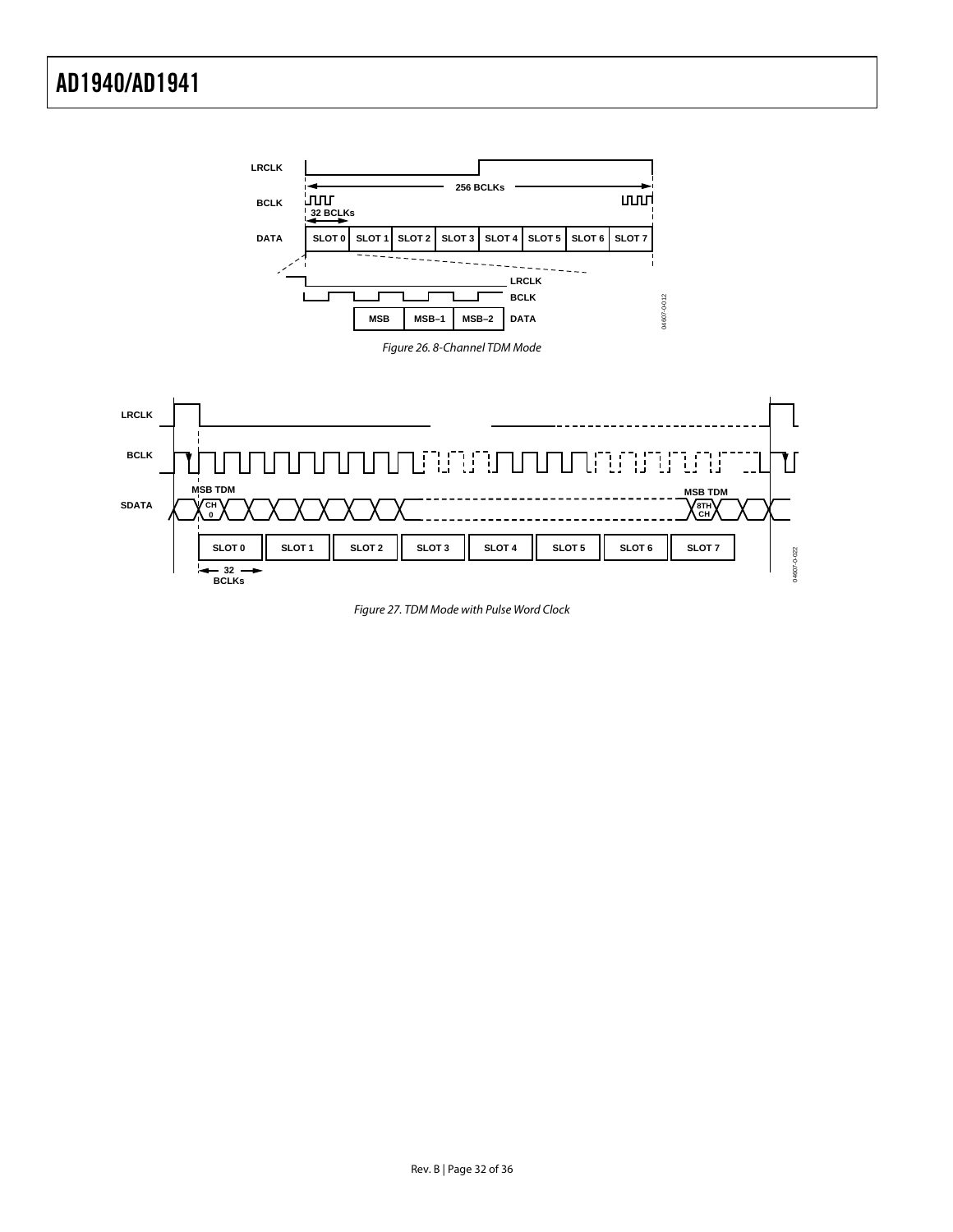Figure 26. 8-Channel TDM Mode

Figure 27. TDM Mode with Pulse Word Clock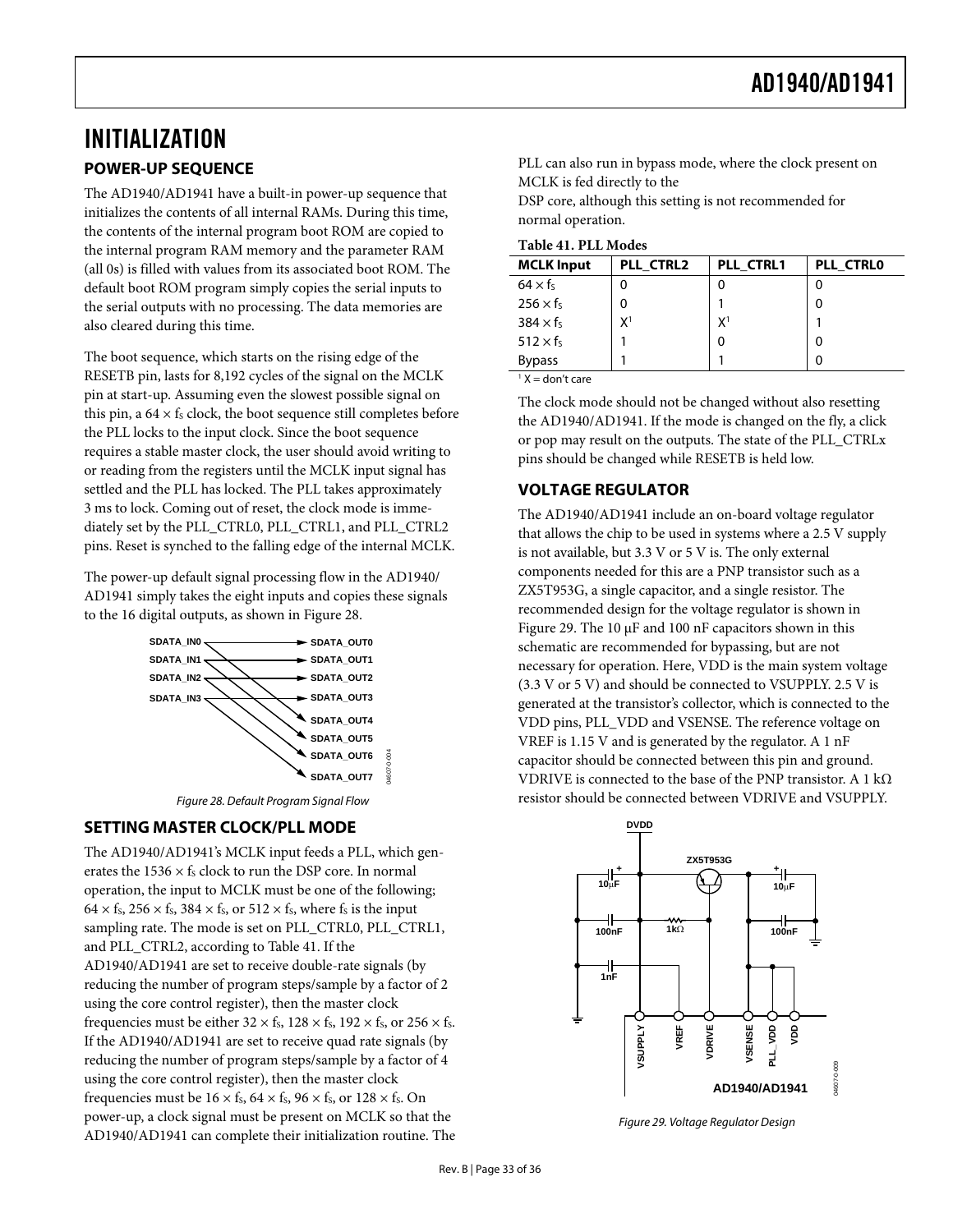# INITIALIZATION

## POWER-UP SEQUENCE

The AD1940/AD1941 have a built-in power-up sequence that initializes the contents of all internal RAMs. During this time, the contents of the internal program boot ROM are copied to the internal program RAM memory and the parameter RAM (all 0s) is filled with values from its associated boot ROM. The default boot ROM program simply copies the serial inputs to the serial outputs with no processing. The data memories are also cleared during this time.

The boot sequence, which starts on the rising edge of the RESETB pin, lasts for 8,192 cycles of the signal on the MCLK pin at start-up. Assuming even the slowest possible signal on this pin, a $64 \times f_S$ clock, the boot sequence still completes before the PLL locks to the input clock. Since the boot sequence requires a stable master clock, the user should avoid writing to or reading from the registers until the MCLK input signal has settled and the PLL has locked. The PLL takes approximately 3 ms to lock. Coming out of reset, the clock mode is immediately set by the PLL_CTRL0, PLL_CTRL1, and PLL_CTRL2 pins. Reset is synched to the falling edge of the internal MCLK.

The power-up default signal processing flow in the AD1940/AD1941 simply takes the eight inputs and copies these signals to the 16 digital outputs, as shown in Figure 28.

SDATA_IN0, SDATA_IN1, SDATA_IN2, SDATA_IN3 → SDATA_OUT0 through SDATA_OUT7

*Figure 28. Default Program Signal Flow*

## SETTING MASTER CLOCK/PLL MODE

The AD1940/AD1941's MCLK input feeds a PLL, which generates the $1536 \times f_S$ clock to run the DSP core. In normal operation, the input to MCLK must be one of the following; $64 \times f_S$, $256 \times f_S$, $384 \times f_S$, or $512 \times f_S$, where $f_S$ is the input sampling rate. The mode is set on PLL_CTRL0, PLL_CTRL1, and PLL_CTRL2, according to Table 41. If the AD1940/AD1941 are set to receive double-rate signals (by reducing the number of program steps/sample by a factor of 2 using the core control register), then the master clock frequencies must be either $32 \times f_S$, $128 \times f_S$, $192 \times f_S$, or $256 \times f_S$. If the AD1940/AD1941 are set to receive quad rate signals (by reducing the number of program steps/sample by a factor of 4 using the core control register), then the master clock frequencies must be $16 \times f_S$, $64 \times f_S$, $96 \times f_S$, or $128 \times f_S$. On power-up, a clock signal must be present on MCLK so that the AD1940/AD1941 can complete their initialization routine. The PLL can also run in bypass mode, where the clock present on MCLK is fed directly to the DSP core, although this setting is not recommended for normal operation.

**Table 41. PLL Modes**

| MCLK Input | PLL_CTRL2 | PLL_CTRL1 | PLL_CTRL0 |
|---|---|---|---|
| $64 \times f_S$ | 0 | 0 | 0 |
| $256 \times f_S$ | 0 | 1 | 0 |
| $384 \times f_S$ | X[1] | X[1] | 1 |
| $512 \times f_S$ | 1 | 0 | 0 |
| Bypass | 1 | 1 | 0 |

[1] X = don't care

The clock mode should not be changed without also resetting the AD1940/AD1941. If the mode is changed on the fly, a click or pop may result on the outputs. The state of the PLL_CTRLx pins should be changed while RESETB is held low.

## VOLTAGE REGULATOR

The AD1940/AD1941 include an on-board voltage regulator that allows the chip to be used in systems where a 2.5 V supply is not available, but 3.3 V or 5 V is. The only external components needed for this are a PNP transistor such as a ZX5T953G, a single capacitor, and a single resistor. The recommended design for the voltage regulator is shown in Figure 29. The 10 μF and 100 nF capacitors shown in this schematic are recommended for bypassing, but are not necessary for operation. Here, VDD is the main system voltage (3.3 V or 5 V) and should be connected to VSUPPLY. 2.5 V is generated at the transistor's collector, which is connected to the VDD pins, PLL_VDD and VSENSE. The reference voltage on VREF is 1.15 V and is generated by the regulator. A 1 nF capacitor should be connected between this pin and ground. VDRIVE is connected to the base of the PNP transistor. A 1 kΩ resistor should be connected between VDRIVE and VSUPPLY.

*Figure 29. Voltage Regulator Design*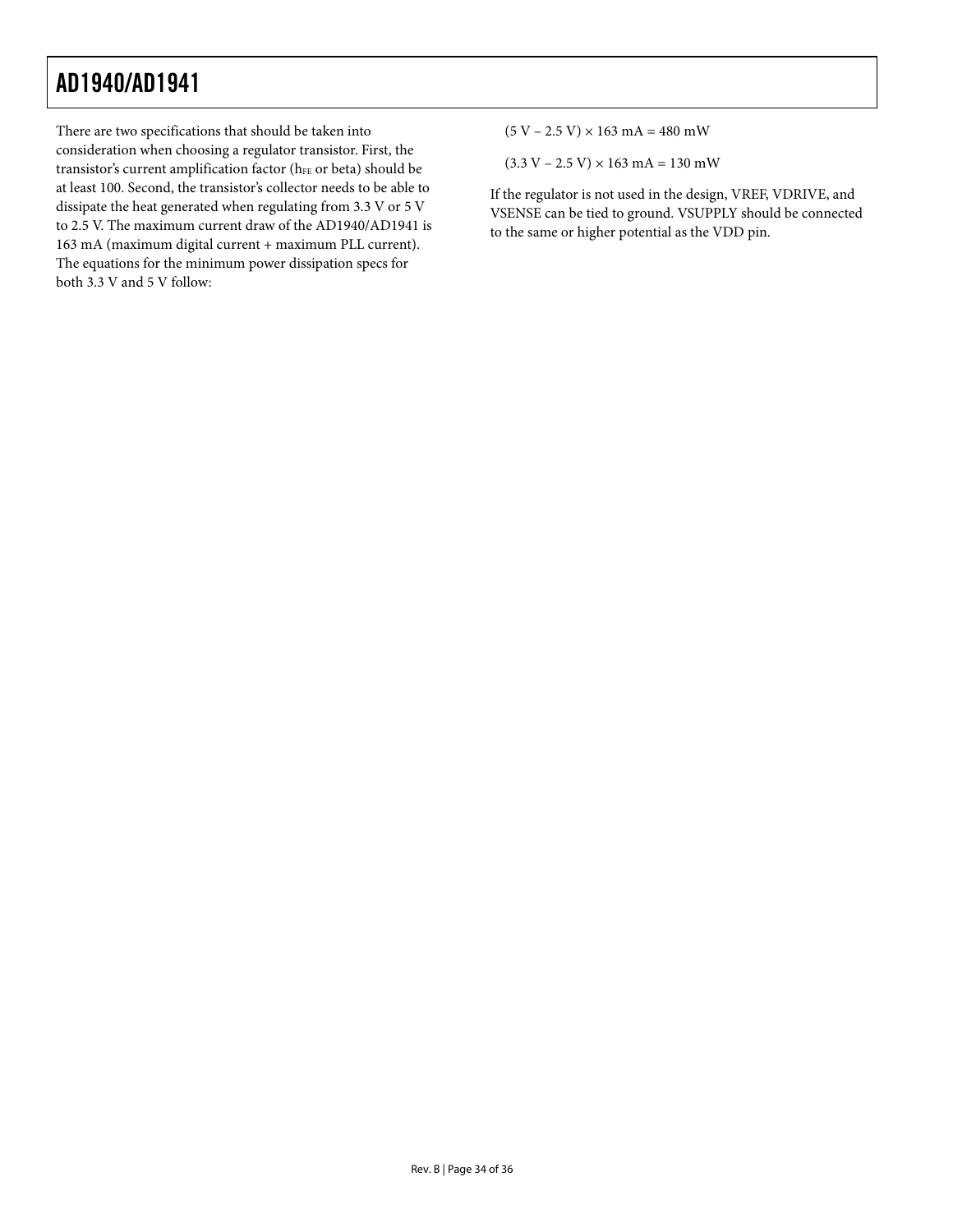There are two specifications that should be taken into consideration when choosing a regulator transistor. First, the transistor's current amplification factor ($h_{FE}$ or beta) should be at least 100. Second, the transistor's collector needs to be able to dissipate the heat generated when regulating from 3.3 V or 5 V to 2.5 V. The maximum current draw of the AD1940/AD1941 is 163 mA (maximum digital current + maximum PLL current). The equations for the minimum power dissipation specs for both 3.3 V and 5 V follow:

$$(5\ \text{V} - 2.5\ \text{V}) \times 163\ \text{mA} = 480\ \text{mW}$$

$$(3.3\ \text{V} - 2.5\ \text{V}) \times 163\ \text{mA} = 130\ \text{mW}$$

If the regulator is not used in the design, VREF, VDRIVE, and VSENSE can be tied to ground. VSUPPLY should be connected to the same or higher potential as the VDD pin.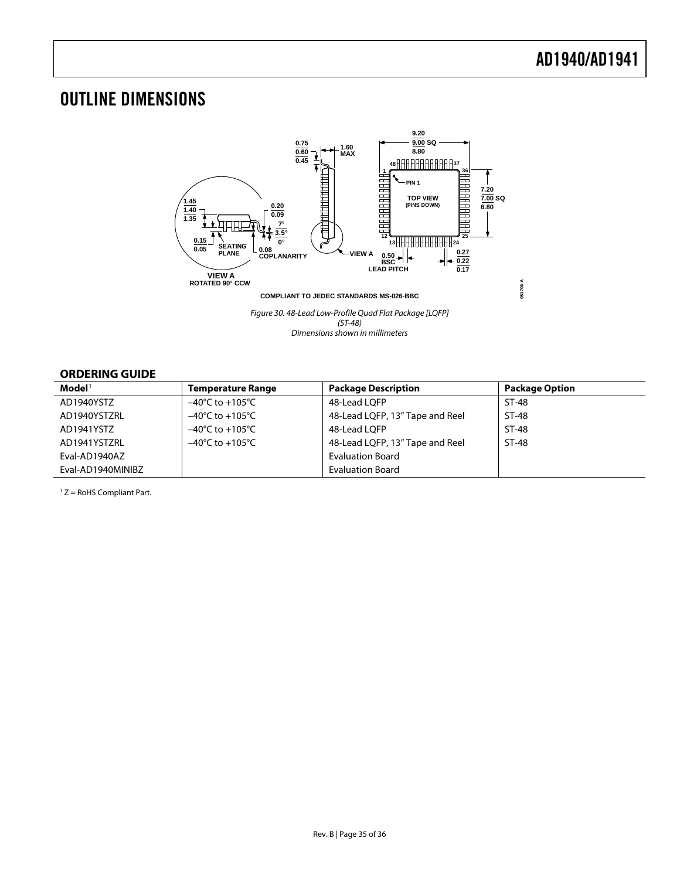# OUTLINE DIMENSIONS

Figure 30. 48-Lead Low-Profile Quad Flat Package [LQFP]
(ST-48)
Dimensions shown in millimeters

## ORDERING GUIDE

| Model[1] | Temperature Range | Package Description | Package Option |
|---|---|---|---|
| AD1940YSTZ | −40°C to +105°C | 48-Lead LQFP | ST-48 |
| AD1940YSTZRL | −40°C to +105°C | 48-Lead LQFP, 13" Tape and Reel | ST-48 |
| AD1941YSTZ | −40°C to +105°C | 48-Lead LQFP | ST-48 |
| AD1941YSTZRL | −40°C to +105°C | 48-Lead LQFP, 13" Tape and Reel | ST-48 |
| Eval-AD1940AZ | | Evaluation Board | |
| Eval-AD1940MINIBZ | | Evaluation Board | |

[1] Z = RoHS Compliant Part.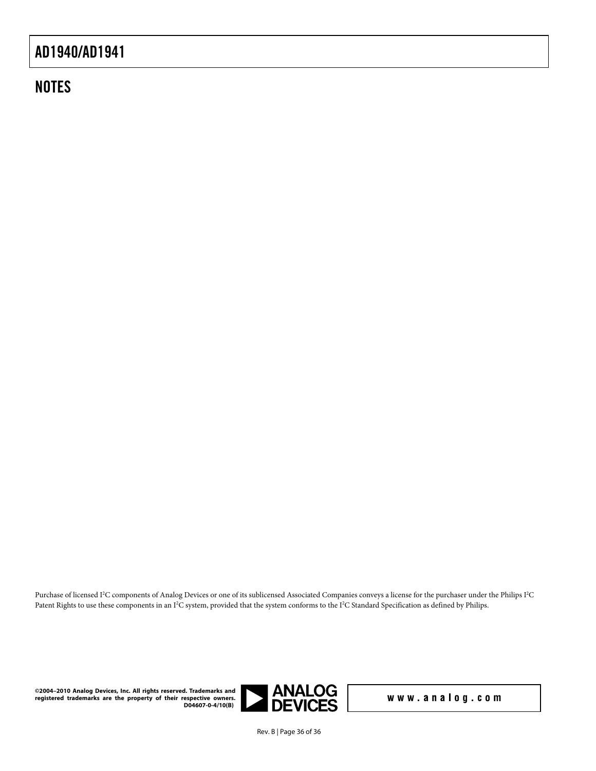## NOTES

Purchase of licensed I²C components of Analog Devices or one of its sublicensed Associated Companies conveys a license for the purchaser under the Philips I²C Patent Rights to use these components in an I²C system, provided that the system conforms to the I²C Standard Specification as defined by Philips.

**©2004–2010 Analog Devices, Inc. All rights reserved. Trademarks and registered trademarks are the property of their respective owners. D04607-0-4/10(B)**

ANALOG DEVICES

www.analog.com